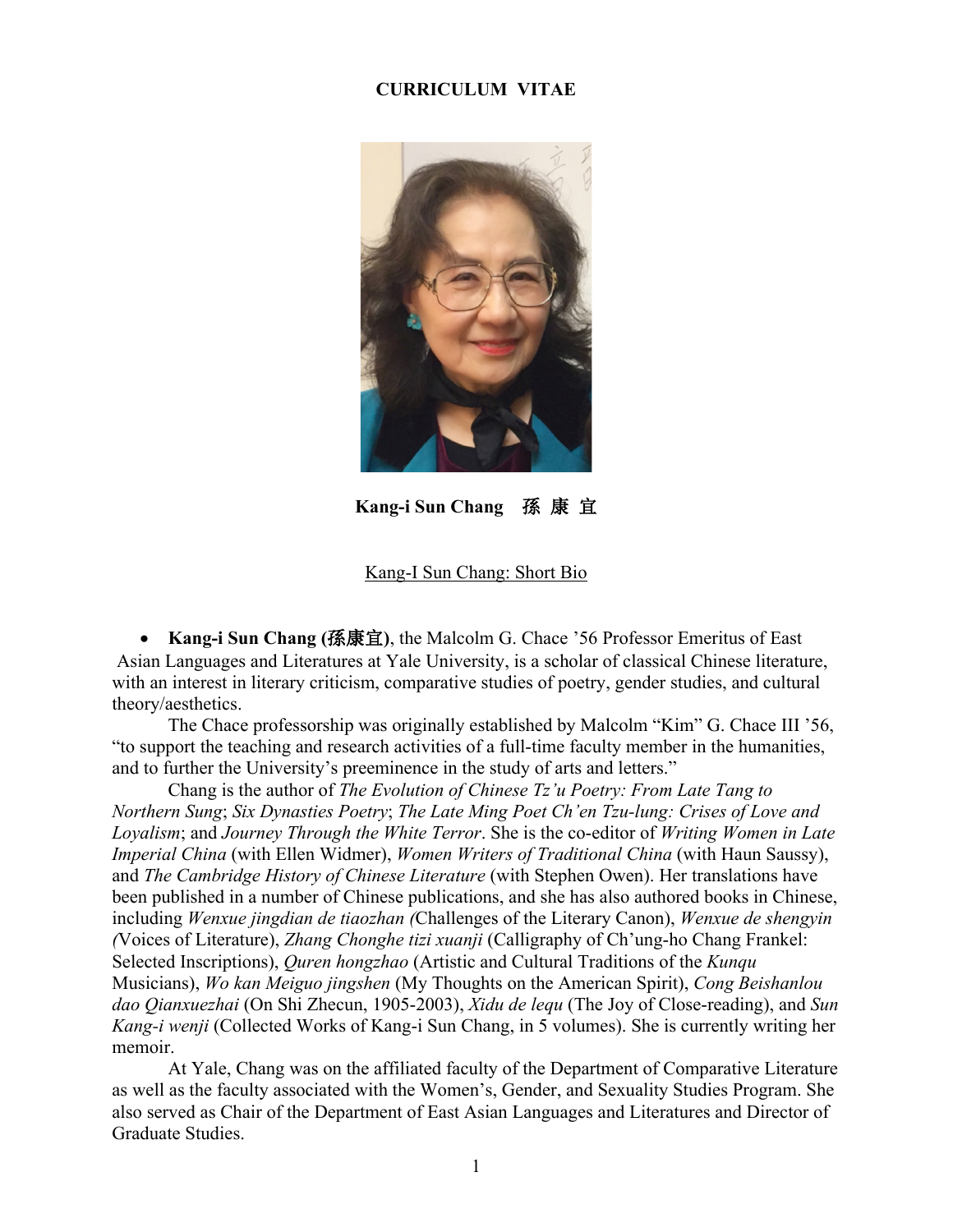# CURRICULUM VITAE

**Kang-i Sun Chang 孫 康 宜**

Kang-I Sun Chang: Short Bio

- **Kang-i Sun Chang (孫康宜)**, the Malcolm G. Chace '56 Professor Emeritus of East Asian Languages and Literatures at Yale University, is a scholar of classical Chinese literature, with an interest in literary criticism, comparative studies of poetry, gender studies, and cultural theory/aesthetics.

The Chace professorship was originally established by Malcolm "Kim" G. Chace III '56, "to support the teaching and research activities of a full-time faculty member in the humanities, and to further the University's preeminence in the study of arts and letters."

Chang is the author of *The Evolution of Chinese Tz'u Poetry: From Late Tang to Northern Sung*; *Six Dynasties Poetry*; *The Late Ming Poet Ch'en Tzu-lung: Crises of Love and Loyalism*; and *Journey Through the White Terror*. She is the co-editor of *Writing Women in Late Imperial China* (with Ellen Widmer), *Women Writers of Traditional China* (with Haun Saussy), and *The Cambridge History of Chinese Literature* (with Stephen Owen). Her translations have been published in a number of Chinese publications, and she has also authored books in Chinese, including *Wenxue jingdian de tiaozhan (*Challenges of the Literary Canon), *Wenxue de shengyin (*Voices of Literature), *Zhang Chonghe tizi xuanji* (Calligraphy of Ch'ung-ho Chang Frankel: Selected Inscriptions), *Quren hongzhao* (Artistic and Cultural Traditions of the *Kunqu* Musicians), *Wo kan Meiguo jingshen* (My Thoughts on the American Spirit), *Cong Beishanlou dao Qianxuezhai* (On Shi Zhecun, 1905-2003), *Xidu de lequ* (The Joy of Close-reading), and *Sun Kang-i wenji* (Collected Works of Kang-i Sun Chang, in 5 volumes). She is currently writing her memoir.

At Yale, Chang was on the affiliated faculty of the Department of Comparative Literature as well as the faculty associated with the Women's, Gender, and Sexuality Studies Program. She also served as Chair of the Department of East Asian Languages and Literatures and Director of Graduate Studies.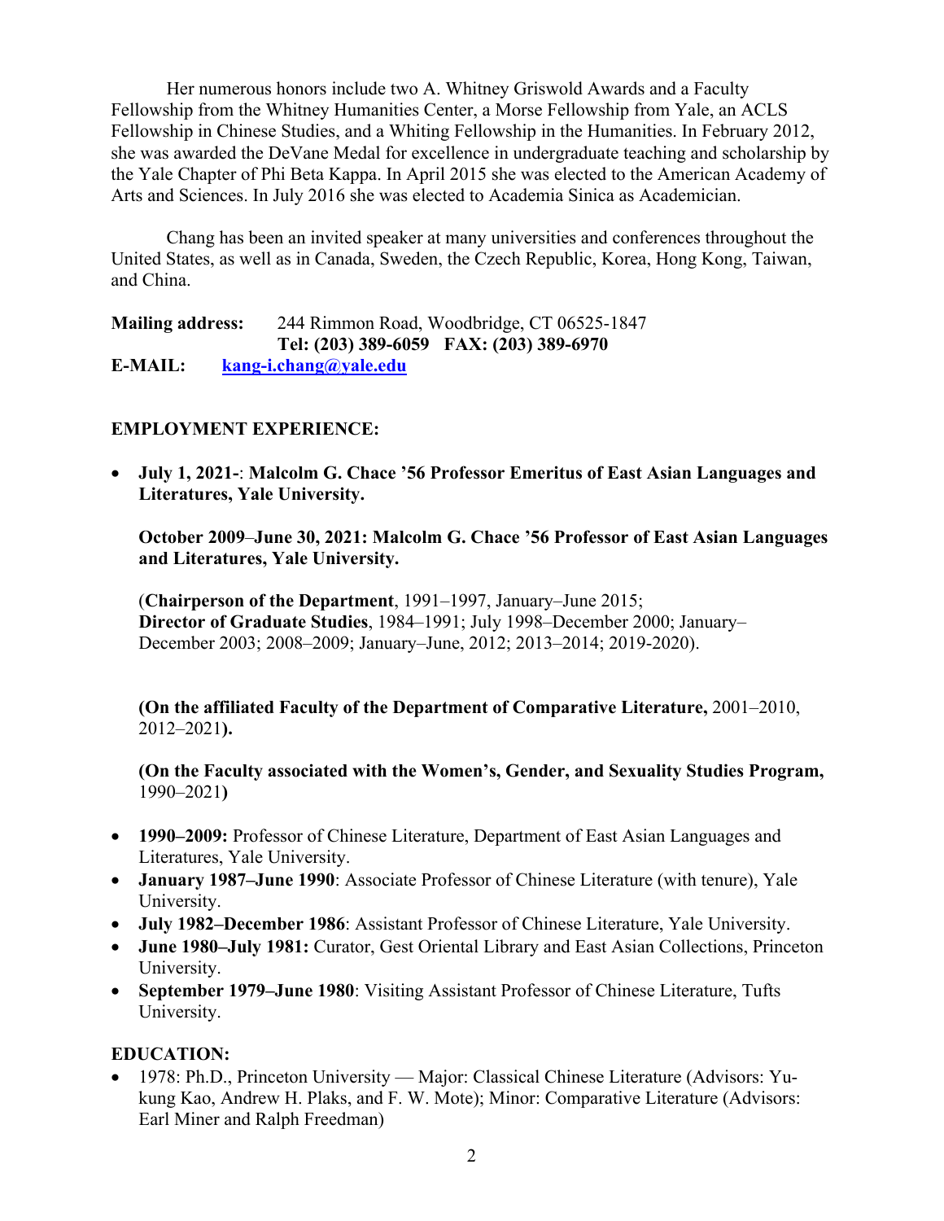Her numerous honors include two A. Whitney Griswold Awards and a Faculty Fellowship from the Whitney Humanities Center, a Morse Fellowship from Yale, an ACLS Fellowship in Chinese Studies, and a Whiting Fellowship in the Humanities. In February 2012, she was awarded the DeVane Medal for excellence in undergraduate teaching and scholarship by the Yale Chapter of Phi Beta Kappa. In April 2015 she was elected to the American Academy of Arts and Sciences. In July 2016 she was elected to Academia Sinica as Academician.

Chang has been an invited speaker at many universities and conferences throughout the United States, as well as in Canada, Sweden, the Czech Republic, Korea, Hong Kong, Taiwan, and China.

**Mailing address:** 244 Rimmon Road, Woodbridge, CT 06525-1847
**Tel: (203) 389-6059 FAX: (203) 389-6970**
**E-MAIL:** **kang-i.chang@yale.edu**

## EMPLOYMENT EXPERIENCE:

- **July 1, 2021-**: **Malcolm G. Chace '56 Professor Emeritus of East Asian Languages and Literatures, Yale University.**

  **October 2009–June 30, 2021: Malcolm G. Chace '56 Professor of East Asian Languages and Literatures, Yale University.**

  (**Chairperson of the Department**, 1991–1997, January–June 2015; **Director of Graduate Studies**, 1984–1991; July 1998–December 2000; January–December 2003; 2008–2009; January–June, 2012; 2013–2014; 2019-2020).

  **(On the affiliated Faculty of the Department of Comparative Literature,** 2001–2010, 2012–2021**).**

  **(On the Faculty associated with the Women's, Gender, and Sexuality Studies Program,** 1990–2021**)**

- **1990–2009:** Professor of Chinese Literature, Department of East Asian Languages and Literatures, Yale University.
- **January 1987–June 1990**: Associate Professor of Chinese Literature (with tenure), Yale University.
- **July 1982–December 1986**: Assistant Professor of Chinese Literature, Yale University.
- **June 1980–July 1981:** Curator, Gest Oriental Library and East Asian Collections, Princeton University.
- **September 1979–June 1980**: Visiting Assistant Professor of Chinese Literature, Tufts University.

## EDUCATION:

- 1978: Ph.D., Princeton University — Major: Classical Chinese Literature (Advisors: Yu-kung Kao, Andrew H. Plaks, and F. W. Mote); Minor: Comparative Literature (Advisors: Earl Miner and Ralph Freedman)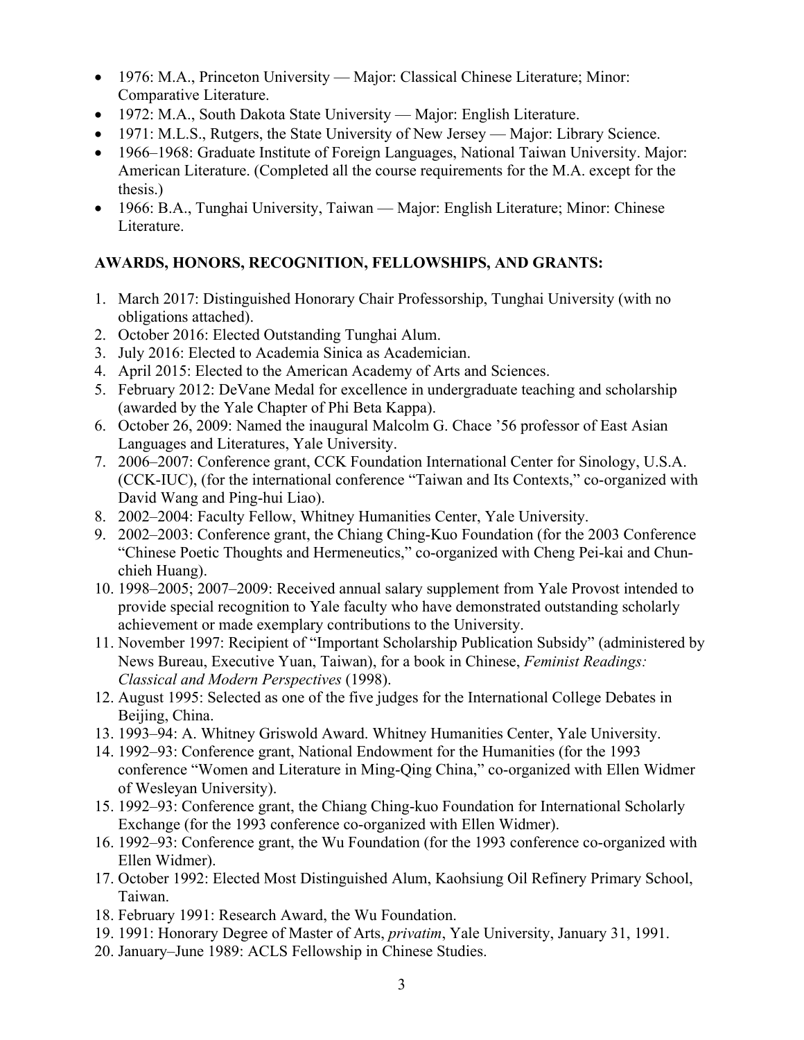- 1976: M.A., Princeton University — Major: Classical Chinese Literature; Minor: Comparative Literature.
- 1972: M.A., South Dakota State University — Major: English Literature.
- 1971: M.L.S., Rutgers, the State University of New Jersey — Major: Library Science.
- 1966–1968: Graduate Institute of Foreign Languages, National Taiwan University. Major: American Literature. (Completed all the course requirements for the M.A. except for the thesis.)
- 1966: B.A., Tunghai University, Taiwan — Major: English Literature; Minor: Chinese Literature.

**AWARDS, HONORS, RECOGNITION, FELLOWSHIPS, AND GRANTS:**

1. March 2017: Distinguished Honorary Chair Professorship, Tunghai University (with no obligations attached).
2. October 2016: Elected Outstanding Tunghai Alum.
3. July 2016: Elected to Academia Sinica as Academician.
4. April 2015: Elected to the American Academy of Arts and Sciences.
5. February 2012: DeVane Medal for excellence in undergraduate teaching and scholarship (awarded by the Yale Chapter of Phi Beta Kappa).
6. October 26, 2009: Named the inaugural Malcolm G. Chace '56 professor of East Asian Languages and Literatures, Yale University.
7. 2006–2007: Conference grant, CCK Foundation International Center for Sinology, U.S.A. (CCK-IUC), (for the international conference "Taiwan and Its Contexts," co-organized with David Wang and Ping-hui Liao).
8. 2002–2004: Faculty Fellow, Whitney Humanities Center, Yale University.
9. 2002–2003: Conference grant, the Chiang Ching-Kuo Foundation (for the 2003 Conference "Chinese Poetic Thoughts and Hermeneutics," co-organized with Cheng Pei-kai and Chun-chieh Huang).
10. 1998–2005; 2007–2009: Received annual salary supplement from Yale Provost intended to provide special recognition to Yale faculty who have demonstrated outstanding scholarly achievement or made exemplary contributions to the University.
11. November 1997: Recipient of "Important Scholarship Publication Subsidy" (administered by News Bureau, Executive Yuan, Taiwan), for a book in Chinese, *Feminist Readings: Classical and Modern Perspectives* (1998).
12. August 1995: Selected as one of the five judges for the International College Debates in Beijing, China.
13. 1993–94: A. Whitney Griswold Award. Whitney Humanities Center, Yale University.
14. 1992–93: Conference grant, National Endowment for the Humanities (for the 1993 conference "Women and Literature in Ming-Qing China," co-organized with Ellen Widmer of Wesleyan University).
15. 1992–93: Conference grant, the Chiang Ching-kuo Foundation for International Scholarly Exchange (for the 1993 conference co-organized with Ellen Widmer).
16. 1992–93: Conference grant, the Wu Foundation (for the 1993 conference co-organized with Ellen Widmer).
17. October 1992: Elected Most Distinguished Alum, Kaohsiung Oil Refinery Primary School, Taiwan.
18. February 1991: Research Award, the Wu Foundation.
19. 1991: Honorary Degree of Master of Arts, *privatim*, Yale University, January 31, 1991.
20. January–June 1989: ACLS Fellowship in Chinese Studies.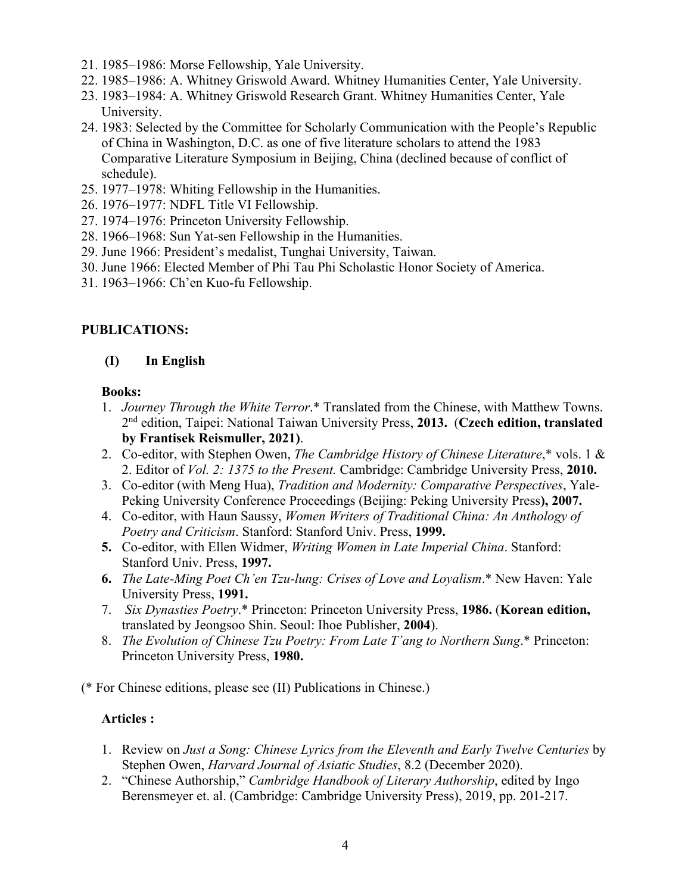21. 1985–1986: Morse Fellowship, Yale University.
22. 1985–1986: A. Whitney Griswold Award. Whitney Humanities Center, Yale University.
23. 1983–1984: A. Whitney Griswold Research Grant. Whitney Humanities Center, Yale University.
24. 1983: Selected by the Committee for Scholarly Communication with the People's Republic of China in Washington, D.C. as one of five literature scholars to attend the 1983 Comparative Literature Symposium in Beijing, China (declined because of conflict of schedule).
25. 1977–1978: Whiting Fellowship in the Humanities.
26. 1976–1977: NDFL Title VI Fellowship.
27. 1974–1976: Princeton University Fellowship.
28. 1966–1968: Sun Yat-sen Fellowship in the Humanities.
29. June 1966: President's medalist, Tunghai University, Taiwan.
30. June 1966: Elected Member of Phi Tau Phi Scholastic Honor Society of America.
31. 1963–1966: Ch'en Kuo-fu Fellowship.

## PUBLICATIONS:

### (I) In English

**Books:**

1. *Journey Through the White Terror*.* Translated from the Chinese, with Matthew Towns. 2nd edition, Taipei: National Taiwan University Press, **2013.** (**Czech edition, translated by Frantisek Reismuller, 2021)**.
2. Co-editor, with Stephen Owen, *The Cambridge History of Chinese Literature*,* vols. 1 & 2. Editor of *Vol. 2: 1375 to the Present.* Cambridge: Cambridge University Press, **2010.**
3. Co-editor (with Meng Hua), *Tradition and Modernity: Comparative Perspectives*, Yale-Peking University Conference Proceedings (Beijing: Peking University Press**), 2007.**
4. Co-editor, with Haun Saussy, *Women Writers of Traditional China: An Anthology of Poetry and Criticism*. Stanford: Stanford Univ. Press, **1999.**
5. Co-editor, with Ellen Widmer, *Writing Women in Late Imperial China*. Stanford: Stanford Univ. Press, **1997.**
6. *The Late-Ming Poet Ch'en Tzu-lung: Crises of Love and Loyalism*.* New Haven: Yale University Press, **1991.**
7. *Six Dynasties Poetry*.* Princeton: Princeton University Press, **1986.** (**Korean edition,** translated by Jeongsoo Shin. Seoul: Ihoe Publisher, **2004**).
8. *The Evolution of Chinese Tzu Poetry: From Late T'ang to Northern Sung*.* Princeton: Princeton University Press, **1980.**

(* For Chinese editions, please see (II) Publications in Chinese.)

**Articles :**

1. Review on *Just a Song: Chinese Lyrics from the Eleventh and Early Twelve Centuries* by Stephen Owen, *Harvard Journal of Asiatic Studies*, 8.2 (December 2020).
2. "Chinese Authorship," *Cambridge Handbook of Literary Authorship*, edited by Ingo Berensmeyer et. al. (Cambridge: Cambridge University Press), 2019, pp. 201-217.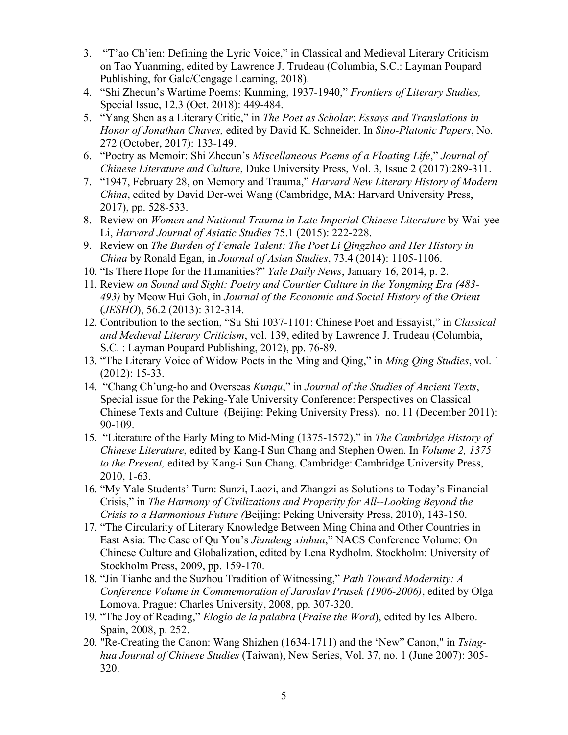3. "T'ao Ch'ien: Defining the Lyric Voice," in Classical and Medieval Literary Criticism on Tao Yuanming, edited by Lawrence J. Trudeau (Columbia, S.C.: Layman Poupard Publishing, for Gale/Cengage Learning, 2018).
4. "Shi Zhecun's Wartime Poems: Kunming, 1937-1940," *Frontiers of Literary Studies,* Special Issue, 12.3 (Oct. 2018): 449-484.
5. "Yang Shen as a Literary Critic," in *The Poet as Scholar*: *Essays and Translations in Honor of Jonathan Chaves,* edited by David K. Schneider. In *Sino-Platonic Papers*, No. 272 (October, 2017): 133-149.
6. "Poetry as Memoir: Shi Zhecun's *Miscellaneous Poems of a Floating Life*," *Journal of Chinese Literature and Culture*, Duke University Press, Vol. 3, Issue 2 (2017):289-311.
7. "1947, February 28, on Memory and Trauma," *Harvard New Literary History of Modern China*, edited by David Der-wei Wang (Cambridge, MA: Harvard University Press, 2017), pp. 528-533.
8. Review on *Women and National Trauma in Late Imperial Chinese Literature* by Wai-yee Li, *Harvard Journal of Asiatic Studies* 75.1 (2015): 222-228.
9. Review on *The Burden of Female Talent: The Poet Li Qingzhao and Her History in China* by Ronald Egan, in *Journal of Asian Studies*, 73.4 (2014): 1105-1106.
10. "Is There Hope for the Humanities?" *Yale Daily News*, January 16, 2014, p. 2.
11. Review *on Sound and Sight: Poetry and Courtier Culture in the Yongming Era (483-493)* by Meow Hui Goh, in *Journal of the Economic and Social History of the Orient* (*JESHO*), 56.2 (2013): 312-314.
12. Contribution to the section, "Su Shi 1037-1101: Chinese Poet and Essayist," in *Classical and Medieval Literary Criticism*, vol. 139, edited by Lawrence J. Trudeau (Columbia, S.C. : Layman Poupard Publishing, 2012), pp. 76-89.
13. "The Literary Voice of Widow Poets in the Ming and Qing," in *Ming Qing Studies*, vol. 1 (2012): 15-33.
14. "Chang Ch'ung-ho and Overseas *Kunqu*," in *Journal of the Studies of Ancient Texts*, Special issue for the Peking-Yale University Conference: Perspectives on Classical Chinese Texts and Culture (Beijing: Peking University Press), no. 11 (December 2011): 90-109.
15. "Literature of the Early Ming to Mid-Ming (1375-1572)," in *The Cambridge History of Chinese Literature*, edited by Kang-I Sun Chang and Stephen Owen. In *Volume 2, 1375 to the Present,* edited by Kang-i Sun Chang. Cambridge: Cambridge University Press, 2010, 1-63.
16. "My Yale Students' Turn: Sunzi, Laozi, and Zhangzi as Solutions to Today's Financial Crisis," in *The Harmony of Civilizations and Properity for All--Looking Beyond the Crisis to a Harmonious Future (*Beijing: Peking University Press, 2010), 143-150.
17. "The Circularity of Literary Knowledge Between Ming China and Other Countries in East Asia: The Case of Qu You's *Jiandeng xinhua*," NACS Conference Volume: On Chinese Culture and Globalization, edited by Lena Rydholm. Stockholm: University of Stockholm Press, 2009, pp. 159-170.
18. "Jin Tianhe and the Suzhou Tradition of Witnessing," *Path Toward Modernity: A Conference Volume in Commemoration of Jaroslav Prusek (1906-2006)*, edited by Olga Lomova. Prague: Charles University, 2008, pp. 307-320.
19. "The Joy of Reading," *Elogio de la palabra* (*Praise the Word*), edited by Ies Albero. Spain, 2008, p. 252.
20. "Re-Creating the Canon: Wang Shizhen (1634-1711) and the 'New" Canon," in *Tsing-hua Journal of Chinese Studies* (Taiwan), New Series, Vol. 37, no. 1 (June 2007): 305-320.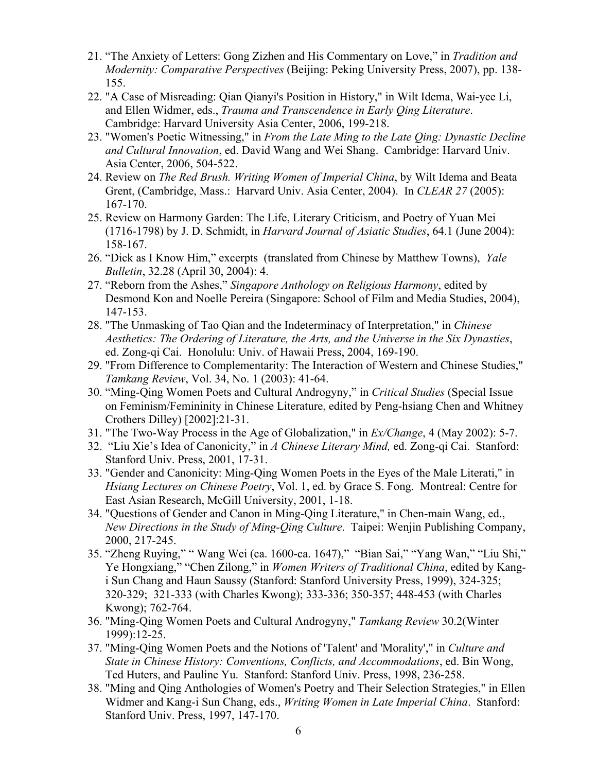21. “The Anxiety of Letters: Gong Zizhen and His Commentary on Love,” in *Tradition and Modernity: Comparative Perspectives* (Beijing: Peking University Press, 2007), pp. 138-155.
22. "A Case of Misreading: Qian Qianyi's Position in History," in Wilt Idema, Wai-yee Li, and Ellen Widmer, eds., *Trauma and Transcendence in Early Qing Literature*. Cambridge: Harvard University Asia Center, 2006, 199-218.
23. "Women's Poetic Witnessing," in *From the Late Ming to the Late Qing: Dynastic Decline and Cultural Innovation*, ed. David Wang and Wei Shang. Cambridge: Harvard Univ. Asia Center, 2006, 504-522.
24. Review on *The Red Brush. Writing Women of Imperial China*, by Wilt Idema and Beata Grent, (Cambridge, Mass.: Harvard Univ. Asia Center, 2004). In *CLEAR 27* (2005): 167-170.
25. Review on Harmony Garden: The Life, Literary Criticism, and Poetry of Yuan Mei (1716-1798) by J. D. Schmidt, in *Harvard Journal of Asiatic Studies*, 64.1 (June 2004): 158-167.
26. “Dick as I Know Him,” excerpts (translated from Chinese by Matthew Towns), *Yale Bulletin*, 32.28 (April 30, 2004): 4.
27. “Reborn from the Ashes,” *Singapore Anthology on Religious Harmony*, edited by Desmond Kon and Noelle Pereira (Singapore: School of Film and Media Studies, 2004), 147-153.
28. "The Unmasking of Tao Qian and the Indeterminacy of Interpretation," in *Chinese Aesthetics: The Ordering of Literature, the Arts, and the Universe in the Six Dynasties*, ed. Zong-qi Cai. Honolulu: Univ. of Hawaii Press, 2004, 169-190.
29. "From Difference to Complementarity: The Interaction of Western and Chinese Studies," *Tamkang Review*, Vol. 34, No. 1 (2003): 41-64.
30. “Ming-Qing Women Poets and Cultural Androgyny,” in *Critical Studies* (Special Issue on Feminism/Femininity in Chinese Literature, edited by Peng-hsiang Chen and Whitney Crothers Dilley) [2002]:21-31.
31. "The Two-Way Process in the Age of Globalization," in *Ex/Change*, 4 (May 2002): 5-7.
32. “Liu Xie’s Idea of Canonicity,” in *A Chinese Literary Mind,* ed. Zong-qi Cai. Stanford: Stanford Univ. Press, 2001, 17-31.
33. "Gender and Canonicity: Ming-Qing Women Poets in the Eyes of the Male Literati," in *Hsiang Lectures on Chinese Poetry*, Vol. 1, ed. by Grace S. Fong. Montreal: Centre for East Asian Research, McGill University, 2001, 1-18.
34. "Questions of Gender and Canon in Ming-Qing Literature," in Chen-main Wang, ed., *New Directions in the Study of Ming-Qing Culture*. Taipei: Wenjin Publishing Company, 2000, 217-245.
35. “Zheng Ruying,” “ Wang Wei (ca. 1600-ca. 1647),” “Bian Sai,” “Yang Wan,” “Liu Shi,” Ye Hongxiang,” “Chen Zilong,” in *Women Writers of Traditional China*, edited by Kang-i Sun Chang and Haun Saussy (Stanford: Stanford University Press, 1999), 324-325; 320-329; 321-333 (with Charles Kwong); 333-336; 350-357; 448-453 (with Charles Kwong); 762-764.
36. "Ming-Qing Women Poets and Cultural Androgyny," *Tamkang Review* 30.2(Winter 1999):12-25.
37. "Ming-Qing Women Poets and the Notions of 'Talent' and 'Morality'," in *Culture and State in Chinese History: Conventions, Conflicts, and Accommodations*, ed. Bin Wong, Ted Huters, and Pauline Yu. Stanford: Stanford Univ. Press, 1998, 236-258.
38. "Ming and Qing Anthologies of Women's Poetry and Their Selection Strategies," in Ellen Widmer and Kang-i Sun Chang, eds., *Writing Women in Late Imperial China*. Stanford: Stanford Univ. Press, 1997, 147-170.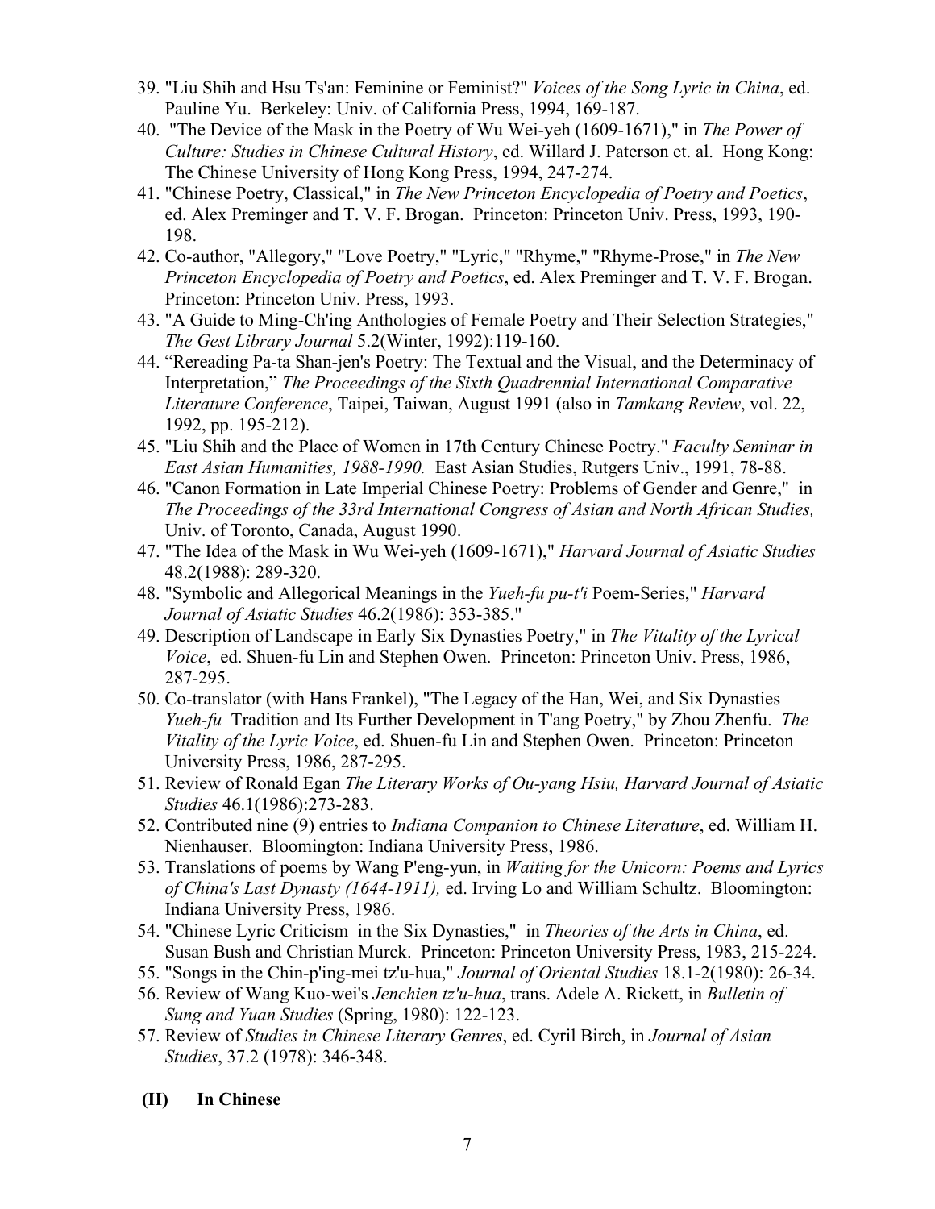39. "Liu Shih and Hsu Ts'an: Feminine or Feminist?" *Voices of the Song Lyric in China*, ed. Pauline Yu. Berkeley: Univ. of California Press, 1994, 169-187.
40. "The Device of the Mask in the Poetry of Wu Wei-yeh (1609-1671)," in *The Power of Culture: Studies in Chinese Cultural History*, ed. Willard J. Paterson et. al. Hong Kong: The Chinese University of Hong Kong Press, 1994, 247-274.
41. "Chinese Poetry, Classical," in *The New Princeton Encyclopedia of Poetry and Poetics*, ed. Alex Preminger and T. V. F. Brogan. Princeton: Princeton Univ. Press, 1993, 190-198.
42. Co-author, "Allegory," "Love Poetry," "Lyric," "Rhyme," "Rhyme-Prose," in *The New Princeton Encyclopedia of Poetry and Poetics*, ed. Alex Preminger and T. V. F. Brogan. Princeton: Princeton Univ. Press, 1993.
43. "A Guide to Ming-Ch'ing Anthologies of Female Poetry and Their Selection Strategies," *The Gest Library Journal* 5.2(Winter, 1992):119-160.
44. "Rereading Pa-ta Shan-jen's Poetry: The Textual and the Visual, and the Determinacy of Interpretation," *The Proceedings of the Sixth Quadrennial International Comparative Literature Conference*, Taipei, Taiwan, August 1991 (also in *Tamkang Review*, vol. 22, 1992, pp. 195-212).
45. "Liu Shih and the Place of Women in 17th Century Chinese Poetry." *Faculty Seminar in East Asian Humanities, 1988-1990.* East Asian Studies, Rutgers Univ., 1991, 78-88.
46. "Canon Formation in Late Imperial Chinese Poetry: Problems of Gender and Genre," in *The Proceedings of the 33rd International Congress of Asian and North African Studies,* Univ. of Toronto, Canada, August 1990.
47. "The Idea of the Mask in Wu Wei-yeh (1609-1671)," *Harvard Journal of Asiatic Studies* 48.2(1988): 289-320.
48. "Symbolic and Allegorical Meanings in the *Yueh-fu pu-t'i* Poem-Series," *Harvard Journal of Asiatic Studies* 46.2(1986): 353-385."
49. Description of Landscape in Early Six Dynasties Poetry," in *The Vitality of the Lyrical Voice*, ed. Shuen-fu Lin and Stephen Owen. Princeton: Princeton Univ. Press, 1986, 287-295.
50. Co-translator (with Hans Frankel), "The Legacy of the Han, Wei, and Six Dynasties *Yueh-fu* Tradition and Its Further Development in T'ang Poetry," by Zhou Zhenfu. *The Vitality of the Lyric Voice*, ed. Shuen-fu Lin and Stephen Owen. Princeton: Princeton University Press, 1986, 287-295.
51. Review of Ronald Egan *The Literary Works of Ou-yang Hsiu, Harvard Journal of Asiatic Studies* 46.1(1986):273-283.
52. Contributed nine (9) entries to *Indiana Companion to Chinese Literature*, ed. William H. Nienhauser. Bloomington: Indiana University Press, 1986.
53. Translations of poems by Wang P'eng-yun, in *Waiting for the Unicorn: Poems and Lyrics of China's Last Dynasty (1644-1911),* ed. Irving Lo and William Schultz. Bloomington: Indiana University Press, 1986.
54. "Chinese Lyric Criticism in the Six Dynasties," in *Theories of the Arts in China*, ed. Susan Bush and Christian Murck. Princeton: Princeton University Press, 1983, 215-224.
55. "Songs in the Chin-p'ing-mei tz'u-hua," *Journal of Oriental Studies* 18.1-2(1980): 26-34.
56. Review of Wang Kuo-wei's *Jenchien tz'u-hua*, trans. Adele A. Rickett, in *Bulletin of Sung and Yuan Studies* (Spring, 1980): 122-123.
57. Review of *Studies in Chinese Literary Genres*, ed. Cyril Birch, in *Journal of Asian Studies*, 37.2 (1978): 346-348.

**(II) In Chinese**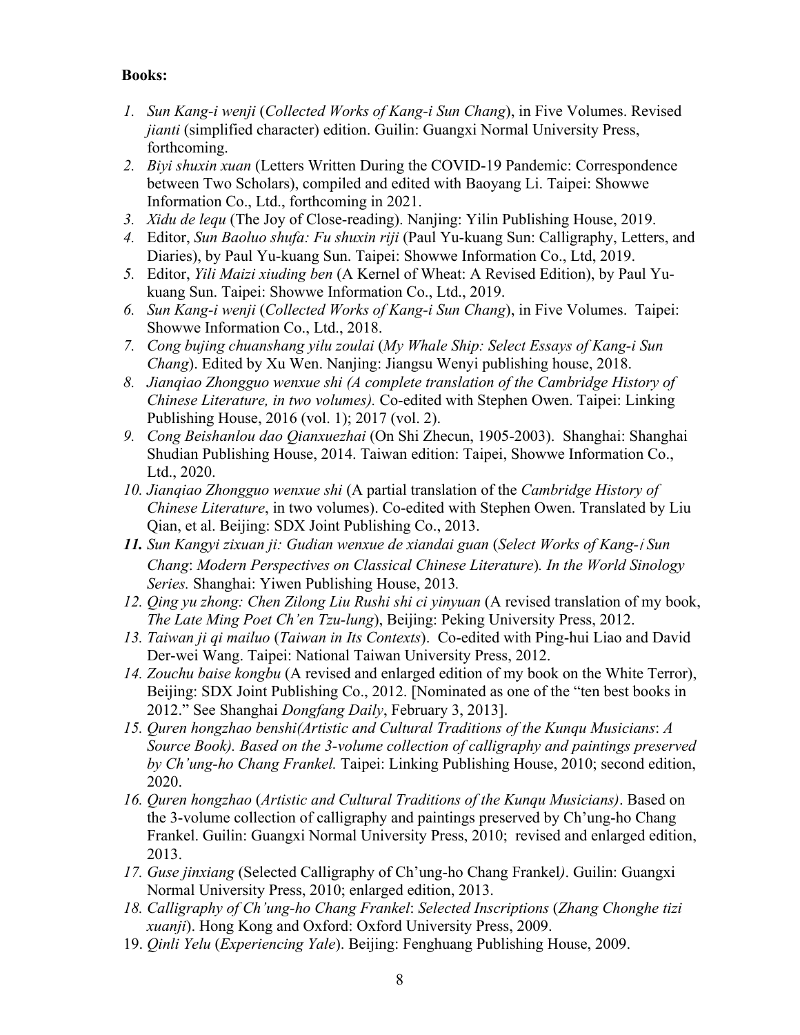**Books:**

1. *Sun Kang-i wenji* (*Collected Works of Kang-i Sun Chang*), in Five Volumes. Revised *jianti* (simplified character) edition. Guilin: Guangxi Normal University Press, forthcoming.
2. *Biyi shuxin xuan* (Letters Written During the COVID-19 Pandemic: Correspondence between Two Scholars), compiled and edited with Baoyang Li. Taipei: Showwe Information Co., Ltd., forthcoming in 2021.
3. *Xidu de lequ* (The Joy of Close-reading). Nanjing: Yilin Publishing House, 2019.
4. Editor, *Sun Baoluo shufa: Fu shuxin riji* (Paul Yu-kuang Sun: Calligraphy, Letters, and Diaries), by Paul Yu-kuang Sun. Taipei: Showwe Information Co., Ltd, 2019.
5. Editor, *Yili Maizi xiuding ben* (A Kernel of Wheat: A Revised Edition), by Paul Yu-kuang Sun. Taipei: Showwe Information Co., Ltd., 2019.
6. *Sun Kang-i wenji* (*Collected Works of Kang-i Sun Chang*), in Five Volumes. Taipei: Showwe Information Co., Ltd., 2018.
7. *Cong bujing chuanshang yilu zoulai* (*My Whale Ship: Select Essays of Kang-i Sun Chang*). Edited by Xu Wen. Nanjing: Jiangsu Wenyi publishing house, 2018.
8. *Jianqiao Zhongguo wenxue shi (A complete translation of the Cambridge History of Chinese Literature, in two volumes).* Co-edited with Stephen Owen. Taipei: Linking Publishing House, 2016 (vol. 1); 2017 (vol. 2).
9. *Cong Beishanlou dao Qianxuezhai* (On Shi Zhecun, 1905-2003). Shanghai: Shanghai Shudian Publishing House, 2014. Taiwan edition: Taipei, Showwe Information Co., Ltd., 2020.
10. *Jianqiao Zhongguo wenxue shi* (A partial translation of the *Cambridge History of Chinese Literature*, in two volumes). Co-edited with Stephen Owen. Translated by Liu Qian, et al. Beijing: SDX Joint Publishing Co., 2013.
11. *Sun Kangyi zixuan ji: Gudian wenxue de xiandai guan* (*Select Works of Kang-i Sun Chang*: *Modern Perspectives on Classical Chinese Literature*)*. In the World Sinology Series.* Shanghai: Yiwen Publishing House, 2013*.*
12. *Qing yu zhong: Chen Zilong Liu Rushi shi ci yinyuan* (A revised translation of my book, *The Late Ming Poet Ch'en Tzu-lung*), Beijing: Peking University Press, 2012.
13. *Taiwan ji qi mailuo* (*Taiwan in Its Contexts*). Co-edited with Ping-hui Liao and David Der-wei Wang. Taipei: National Taiwan University Press, 2012.
14. *Zouchu baise kongbu* (A revised and enlarged edition of my book on the White Terror), Beijing: SDX Joint Publishing Co., 2012. [Nominated as one of the "ten best books in 2012." See Shanghai *Dongfang Daily*, February 3, 2013].
15. *Quren hongzhao benshi(Artistic and Cultural Traditions of the Kunqu Musicians*: *A Source Book). Based on the 3-volume collection of calligraphy and paintings preserved by Ch'ung-ho Chang Frankel.* Taipei: Linking Publishing House, 2010; second edition, 2020.
16. *Quren hongzhao* (*Artistic and Cultural Traditions of the Kunqu Musicians)*. Based on the 3-volume collection of calligraphy and paintings preserved by Ch'ung-ho Chang Frankel. Guilin: Guangxi Normal University Press, 2010; revised and enlarged edition, 2013.
17. *Guse jinxiang* (Selected Calligraphy of Ch'ung-ho Chang Frankel*)*. Guilin: Guangxi Normal University Press, 2010; enlarged edition, 2013.
18. *Calligraphy of Ch'ung-ho Chang Frankel*: *Selected Inscriptions* (*Zhang Chonghe tizi xuanji*). Hong Kong and Oxford: Oxford University Press, 2009.
19. *Qinli Yelu* (*Experiencing Yale*). Beijing: Fenghuang Publishing House, 2009.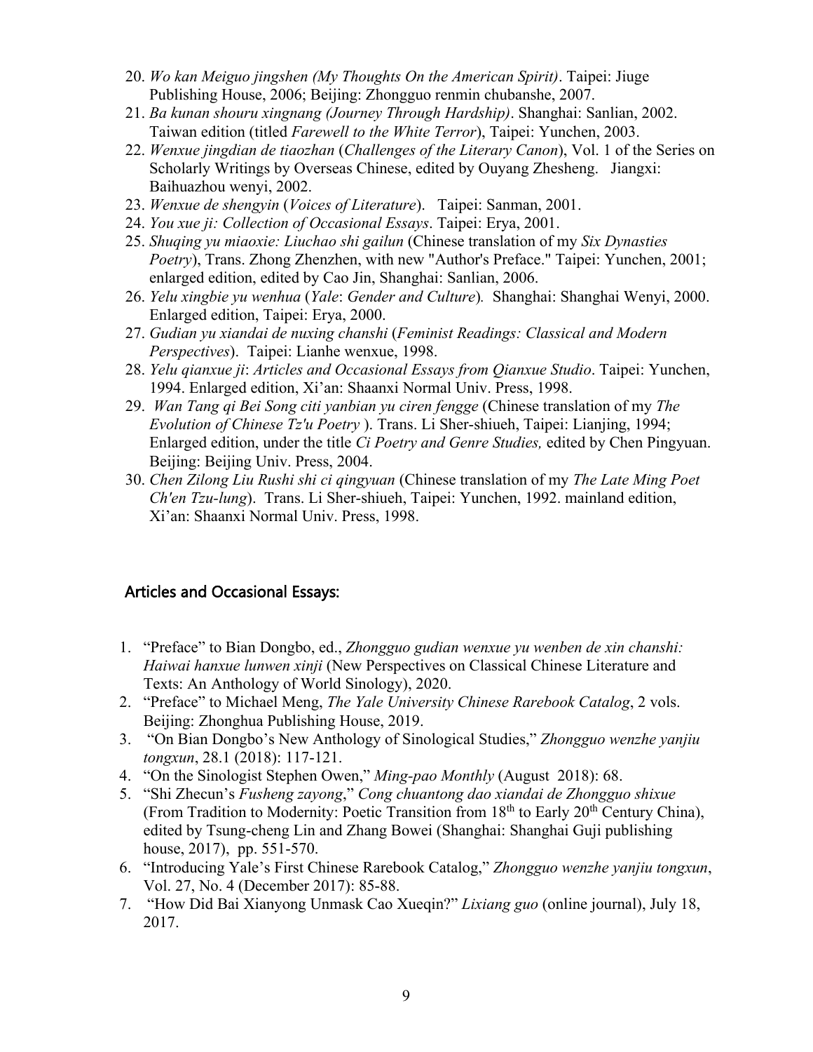20. *Wo kan Meiguo jingshen (My Thoughts On the American Spirit)*. Taipei: Jiuge Publishing House, 2006; Beijing: Zhongguo renmin chubanshe, 2007.
21. *Ba kunan shouru xingnang (Journey Through Hardship)*. Shanghai: Sanlian, 2002. Taiwan edition (titled *Farewell to the White Terror*), Taipei: Yunchen, 2003.
22. *Wenxue jingdian de tiaozhan* (*Challenges of the Literary Canon*), Vol. 1 of the Series on Scholarly Writings by Overseas Chinese, edited by Ouyang Zhesheng. Jiangxi: Baihuazhou wenyi, 2002.
23. *Wenxue de shengyin* (*Voices of Literature*). Taipei: Sanman, 2001.
24. *You xue ji: Collection of Occasional Essays*. Taipei: Erya, 2001.
25. *Shuqing yu miaoxie: Liuchao shi gailun* (Chinese translation of my *Six Dynasties Poetry*), Trans. Zhong Zhenzhen, with new "Author's Preface." Taipei: Yunchen, 2001; enlarged edition, edited by Cao Jin, Shanghai: Sanlian, 2006.
26. *Yelu xingbie yu wenhua* (*Yale*: *Gender and Culture*)*.* Shanghai: Shanghai Wenyi, 2000. Enlarged edition, Taipei: Erya, 2000.
27. *Gudian yu xiandai de nuxing chanshi* (*Feminist Readings: Classical and Modern Perspectives*). Taipei: Lianhe wenxue, 1998.
28. *Yelu qianxue ji*: *Articles and Occasional Essays from Qianxue Studio*. Taipei: Yunchen, 1994. Enlarged edition, Xi'an: Shaanxi Normal Univ. Press, 1998.
29. *Wan Tang qi Bei Song citi yanbian yu ciren fengge* (Chinese translation of my *The Evolution of Chinese Tz'u Poetry* ). Trans. Li Sher-shiueh, Taipei: Lianjing, 1994; Enlarged edition, under the title *Ci Poetry and Genre Studies,* edited by Chen Pingyuan. Beijing: Beijing Univ. Press, 2004.
30. *Chen Zilong Liu Rushi shi ci qingyuan* (Chinese translation of my *The Late Ming Poet Ch'en Tzu-lung*). Trans. Li Sher-shiueh, Taipei: Yunchen, 1992. mainland edition, Xi'an: Shaanxi Normal Univ. Press, 1998.

## Articles and Occasional Essays:

1. "Preface" to Bian Dongbo, ed., *Zhongguo gudian wenxue yu wenben de xin chanshi: Haiwai hanxue lunwen xinji* (New Perspectives on Classical Chinese Literature and Texts: An Anthology of World Sinology), 2020.
2. "Preface" to Michael Meng, *The Yale University Chinese Rarebook Catalog*, 2 vols. Beijing: Zhonghua Publishing House, 2019.
3. "On Bian Dongbo's New Anthology of Sinological Studies," *Zhongguo wenzhe yanjiu tongxun*, 28.1 (2018): 117-121.
4. "On the Sinologist Stephen Owen," *Ming-pao Monthly* (August 2018): 68.
5. "Shi Zhecun's *Fusheng zayong*," *Cong chuantong dao xiandai de Zhongguo shixue* (From Tradition to Modernity: Poetic Transition from 18th to Early 20th Century China), edited by Tsung-cheng Lin and Zhang Bowei (Shanghai: Shanghai Guji publishing house, 2017), pp. 551-570.
6. "Introducing Yale's First Chinese Rarebook Catalog," *Zhongguo wenzhe yanjiu tongxun*, Vol. 27, No. 4 (December 2017): 85-88.
7. "How Did Bai Xianyong Unmask Cao Xueqin?" *Lixiang guo* (online journal), July 18, 2017.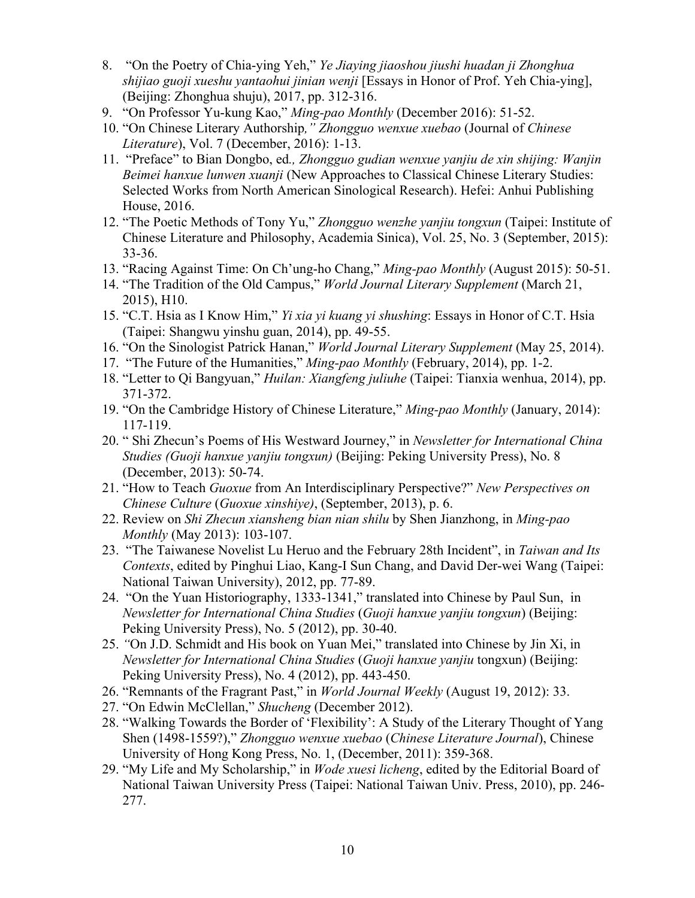8. "On the Poetry of Chia-ying Yeh," *Ye Jiaying jiaoshou jiushi huadan ji Zhonghua shijiao guoji xueshu yantaohui jinian wenji* [Essays in Honor of Prof. Yeh Chia-ying], (Beijing: Zhonghua shuju), 2017, pp. 312-316.
9. "On Professor Yu-kung Kao," *Ming-pao Monthly* (December 2016): 51-52.
10. "On Chinese Literary Authorship*," Zhongguo wenxue xuebao* (Journal of *Chinese Literature*), Vol. 7 (December, 2016): 1-13.
11. "Preface" to Bian Dongbo, ed*., Zhongguo gudian wenxue yanjiu de xin shijing: Wanjin Beimei hanxue lunwen xuanji* (New Approaches to Classical Chinese Literary Studies: Selected Works from North American Sinological Research). Hefei: Anhui Publishing House, 2016.
12. "The Poetic Methods of Tony Yu," *Zhongguo wenzhe yanjiu tongxun* (Taipei: Institute of Chinese Literature and Philosophy, Academia Sinica), Vol. 25, No. 3 (September, 2015): 33-36.
13. "Racing Against Time: On Ch'ung-ho Chang," *Ming-pao Monthly* (August 2015): 50-51.
14. "The Tradition of the Old Campus," *World Journal Literary Supplement* (March 21, 2015), H10.
15. "C.T. Hsia as I Know Him," *Yi xia yi kuang yi shushing*: Essays in Honor of C.T. Hsia (Taipei: Shangwu yinshu guan, 2014), pp. 49-55.
16. "On the Sinologist Patrick Hanan," *World Journal Literary Supplement* (May 25, 2014).
17. "The Future of the Humanities," *Ming-pao Monthly* (February, 2014), pp. 1-2.
18. "Letter to Qi Bangyuan," *Huilan: Xiangfeng juliuhe* (Taipei: Tianxia wenhua, 2014), pp. 371-372.
19. "On the Cambridge History of Chinese Literature," *Ming-pao Monthly* (January, 2014): 117-119.
20. " Shi Zhecun's Poems of His Westward Journey," in *Newsletter for International China Studies (Guoji hanxue yanjiu tongxun)* (Beijing: Peking University Press), No. 8 (December, 2013): 50-74.
21. "How to Teach *Guoxue* from An Interdisciplinary Perspective?" *New Perspectives on Chinese Culture* (*Guoxue xinshiye)*, (September, 2013), p. 6.
22. Review on *Shi Zhecun xiansheng bian nian shilu* by Shen Jianzhong, in *Ming-pao Monthly* (May 2013): 103-107.
23. "The Taiwanese Novelist Lu Heruo and the February 28th Incident", in *Taiwan and Its Contexts*, edited by Pinghui Liao, Kang-I Sun Chang, and David Der-wei Wang (Taipei: National Taiwan University), 2012, pp. 77-89.
24. "On the Yuan Historiography, 1333-1341," translated into Chinese by Paul Sun, in *Newsletter for International China Studies* (*Guoji hanxue yanjiu tongxun*) (Beijing: Peking University Press), No. 5 (2012), pp. 30-40.
25. *"*On J.D. Schmidt and His book on Yuan Mei," translated into Chinese by Jin Xi, in *Newsletter for International China Studies* (*Guoji hanxue yanjiu* tongxun) (Beijing: Peking University Press), No. 4 (2012), pp. 443-450.
26. "Remnants of the Fragrant Past," in *World Journal Weekly* (August 19, 2012): 33.
27. "On Edwin McClellan," *Shucheng* (December 2012).
28. "Walking Towards the Border of 'Flexibility': A Study of the Literary Thought of Yang Shen (1498-1559?)," *Zhongguo wenxue xuebao* (*Chinese Literature Journal*), Chinese University of Hong Kong Press, No. 1, (December, 2011): 359-368.
29. "My Life and My Scholarship," in *Wode xuesi licheng*, edited by the Editorial Board of National Taiwan University Press (Taipei: National Taiwan Univ. Press, 2010), pp. 246-277.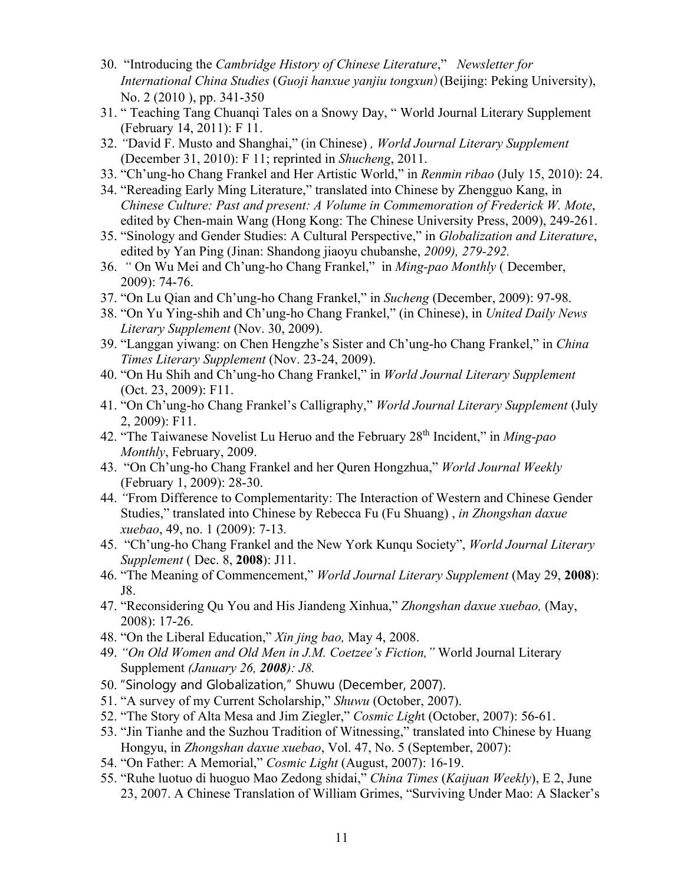30. "Introducing the *Cambridge History of Chinese Literature*," *Newsletter for International China Studies* (*Guoji hanxue yanjiu tongxun*) (Beijing: Peking University), No. 2 (2010 ), pp. 341-350
31. " Teaching Tang Chuanqi Tales on a Snowy Day, " World Journal Literary Supplement (February 14, 2011): F 11.
32. *"*David F. Musto and Shanghai," (in Chinese) *, World Journal Literary Supplement* (December 31, 2010): F 11; reprinted in *Shucheng*, 2011.
33. "Ch'ung-ho Chang Frankel and Her Artistic World," in *Renmin ribao* (July 15, 2010): 24.
34. "Rereading Early Ming Literature," translated into Chinese by Zhengguo Kang, in *Chinese Culture: Past and present: A Volume in Commemoration of Frederick W. Mote*, edited by Chen-main Wang (Hong Kong: The Chinese University Press, 2009), 249-261.
35. "Sinology and Gender Studies: A Cultural Perspective," in *Globalization and Literature*, edited by Yan Ping (Jinan: Shandong jiaoyu chubanshe, *2009), 279-292.*
36. *"* On Wu Mei and Ch'ung-ho Chang Frankel," in *Ming-pao Monthly* ( December, 2009): 74-76.
37. "On Lu Qian and Ch'ung-ho Chang Frankel," in *Sucheng* (December, 2009): 97-98.
38. "On Yu Ying-shih and Ch'ung-ho Chang Frankel," (in Chinese), in *United Daily News Literary Supplement* (Nov. 30, 2009).
39. "Langgan yiwang: on Chen Hengzhe's Sister and Ch'ung-ho Chang Frankel," in *China Times Literary Supplement* (Nov. 23-24, 2009).
40. "On Hu Shih and Ch'ung-ho Chang Frankel," in *World Journal Literary Supplement* (Oct. 23, 2009): F11.
41. "On Ch'ung-ho Chang Frankel's Calligraphy," *World Journal Literary Supplement* (July 2, 2009): F11.
42. "The Taiwanese Novelist Lu Heruo and the February 28th Incident," in *Ming-pao Monthly*, February, 2009.
43. "On Ch'ung-ho Chang Frankel and her Quren Hongzhua," *World Journal Weekly* (February 1, 2009): 28-30.
44. *"*From Difference to Complementarity: The Interaction of Western and Chinese Gender Studies," translated into Chinese by Rebecca Fu (Fu Shuang) , *in Zhongshan daxue xuebao*, 49, no. 1 (2009): 7-13*.*
45. "Ch'ung-ho Chang Frankel and the New York Kunqu Society", *World Journal Literary Supplement* ( Dec. 8, **2008**): J11.
46. "The Meaning of Commencement," *World Journal Literary Supplement* (May 29, **2008**): J8.
47. "Reconsidering Qu You and His Jiandeng Xinhua," *Zhongshan daxue xuebao,* (May, 2008): 17-26.
48. "On the Liberal Education," *Xin jing bao,* May 4, 2008.
49. *"On Old Women and Old Men in J.M. Coetzee's Fiction,"* World Journal Literary Supplement *(January 26, **2008**): J8.*
50. "Sinology and Globalization," Shuwu (December, 2007).
51. "A survey of my Current Scholarship," *Shuwu* (October, 2007).
52. "The Story of Alta Mesa and Jim Ziegler," *Cosmic Ligh*t (October, 2007): 56-61.
53. "Jin Tianhe and the Suzhou Tradition of Witnessing," translated into Chinese by Huang Hongyu, in *Zhongshan daxue xuebao*, Vol. 47, No. 5 (September, 2007):
54. "On Father: A Memorial," *Cosmic Light* (August, 2007): 16-19.
55. "Ruhe luotuo di huoguo Mao Zedong shidai," *China Times* (*Kaijuan Weekly*), E 2, June 23, 2007. A Chinese Translation of William Grimes, "Surviving Under Mao: A Slacker's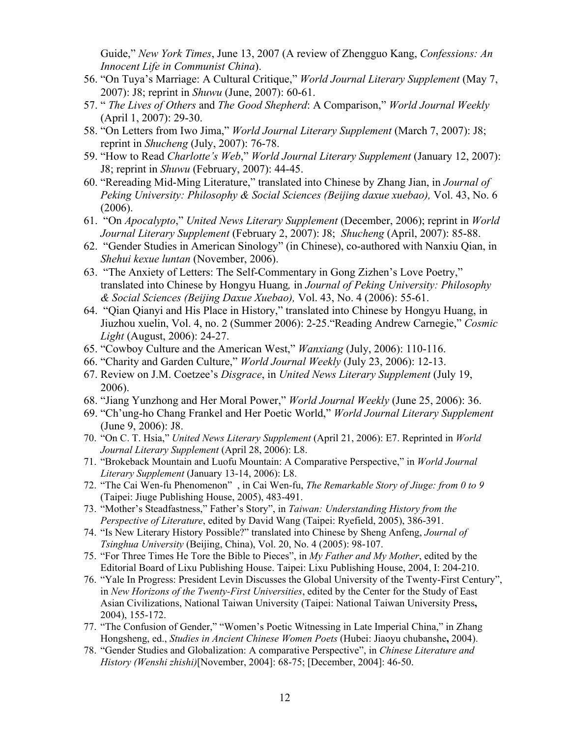Guide," *New York Times*, June 13, 2007 (A review of Zhengguo Kang, *Confessions: An Innocent Life in Communist China*).

56. "On Tuya's Marriage: A Cultural Critique," *World Journal Literary Supplement* (May 7, 2007): J8; reprint in *Shuwu* (June, 2007): 60-61.
57. " *The Lives of Others* and *The Good Shepherd*: A Comparison," *World Journal Weekly* (April 1, 2007): 29-30.
58. "On Letters from Iwo Jima," *World Journal Literary Supplement* (March 7, 2007): J8; reprint in *Shucheng* (July, 2007): 76-78.
59. "How to Read *Charlotte's Web*," *World Journal Literary Supplement* (January 12, 2007): J8; reprint in *Shuwu* (February, 2007): 44-45.
60. "Rereading Mid-Ming Literature," translated into Chinese by Zhang Jian, in *Journal of Peking University: Philosophy & Social Sciences (Beijing daxue xuebao),* Vol. 43, No. 6 (2006).
61. "On *Apocalypto*," *United News Literary Supplement* (December, 2006); reprint in *World Journal Literary Supplement* (February 2, 2007): J8; *Shucheng* (April, 2007): 85-88.
62. "Gender Studies in American Sinology" (in Chinese), co-authored with Nanxiu Qian, in *Shehui kexue luntan* (November, 2006).
63. "The Anxiety of Letters: The Self-Commentary in Gong Zizhen's Love Poetry," translated into Chinese by Hongyu Huang*,* in *Journal of Peking University: Philosophy & Social Sciences (Beijing Daxue Xuebao),* Vol. 43, No. 4 (2006): 55-61.
64. "Qian Qianyi and His Place in History," translated into Chinese by Hongyu Huang, in Jiuzhou xuelin, Vol. 4, no. 2 (Summer 2006): 2-25."Reading Andrew Carnegie," *Cosmic Light* (August, 2006): 24-27.
65. "Cowboy Culture and the American West," *Wanxiang* (July, 2006): 110-116.
66. "Charity and Garden Culture," *World Journal Weekly* (July 23, 2006): 12-13.
67. Review on J.M. Coetzee's *Disgrace*, in *United News Literary Supplement* (July 19, 2006).
68. "Jiang Yunzhong and Her Moral Power," *World Journal Weekly* (June 25, 2006): 36.
69. "Ch'ung-ho Chang Frankel and Her Poetic World," *World Journal Literary Supplement* (June 9, 2006): J8.
70. "On C. T. Hsia," *United News Literary Supplement* (April 21, 2006): E7. Reprinted in *World Journal Literary Supplement* (April 28, 2006): L8.
71. "Brokeback Mountain and Luofu Mountain: A Comparative Perspective," in *World Journal Literary Supplement* (January 13-14, 2006): L8.
72. "The Cai Wen-fu Phenomenon" , in Cai Wen-fu, *The Remarkable Story of Jiuge: from 0 to 9* (Taipei: Jiuge Publishing House, 2005), 483-491.
73. "Mother's Steadfastness," Father's Story", in *Taiwan: Understanding History from the Perspective of Literature*, edited by David Wang (Taipei: Ryefield, 2005), 386-391.
74. "Is New Literary History Possible?" translated into Chinese by Sheng Anfeng, *Journal of Tsinghua University* (Beijing, China), Vol. 20, No. 4 (2005): 98-107.
75. "For Three Times He Tore the Bible to Pieces", in *My Father and My Mother*, edited by the Editorial Board of Lixu Publishing House. Taipei: Lixu Publishing House, 2004, I: 204-210.
76. "Yale In Progress: President Levin Discusses the Global University of the Twenty-First Century", in *New Horizons of the Twenty-First Universities*, edited by the Center for the Study of East Asian Civilizations, National Taiwan University (Taipei: National Taiwan University Press**,** 2004), 155-172.
77. "The Confusion of Gender," "Women's Poetic Witnessing in Late Imperial China," in Zhang Hongsheng, ed., *Studies in Ancient Chinese Women Poets* (Hubei: Jiaoyu chubanshe**,** 2004).
78. "Gender Studies and Globalization: A comparative Perspective", in *Chinese Literature and History (Wenshi zhishi)*[November, 2004]: 68-75; [December, 2004]: 46-50.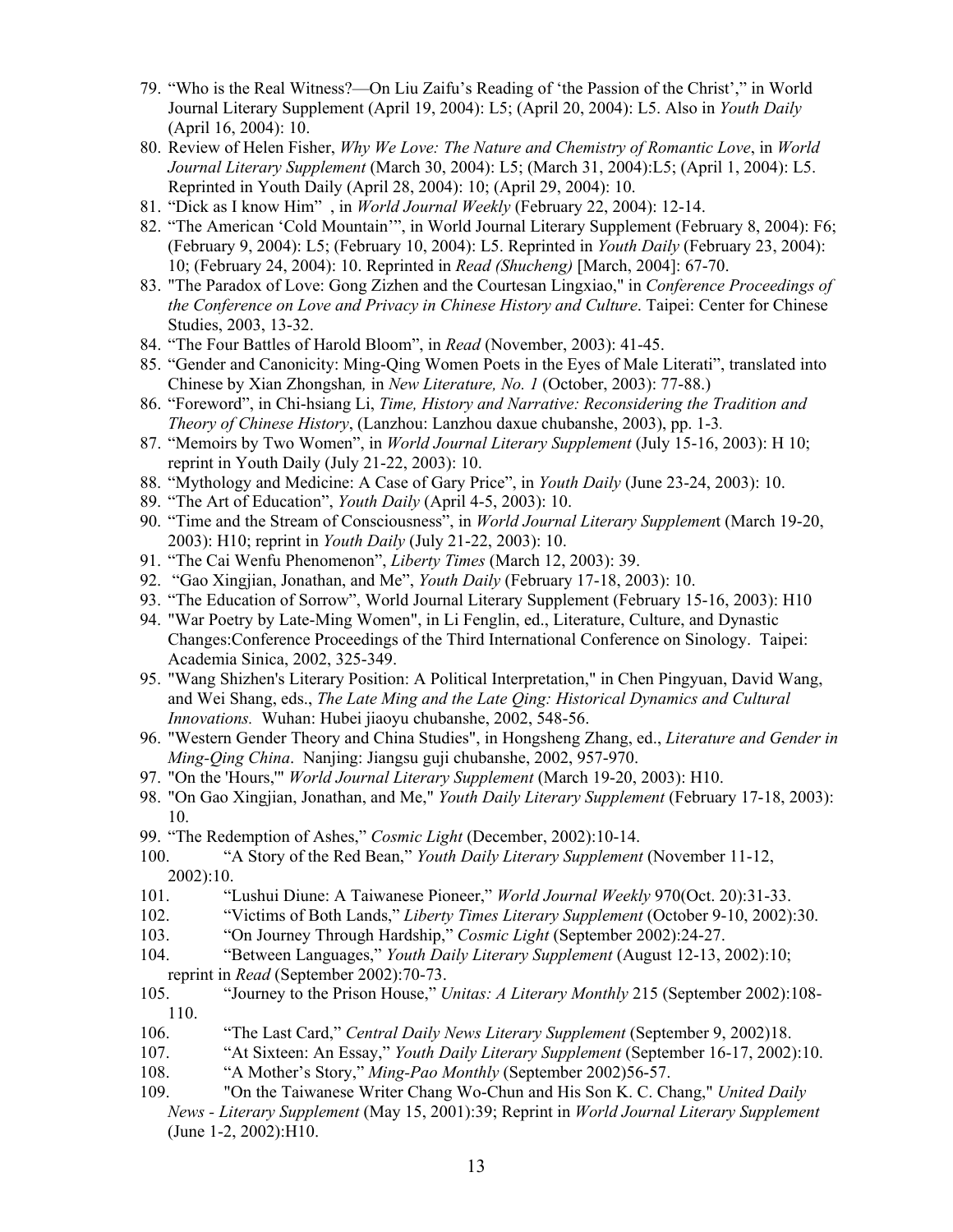79. "Who is the Real Witness?—On Liu Zaifu's Reading of 'the Passion of the Christ'," in World Journal Literary Supplement (April 19, 2004): L5; (April 20, 2004): L5. Also in *Youth Daily* (April 16, 2004): 10.
80. Review of Helen Fisher, *Why We Love: The Nature and Chemistry of Romantic Love*, in *World Journal Literary Supplement* (March 30, 2004): L5; (March 31, 2004):L5; (April 1, 2004): L5. Reprinted in Youth Daily (April 28, 2004): 10; (April 29, 2004): 10.
81. "Dick as I know Him" , in *World Journal Weekly* (February 22, 2004): 12-14.
82. "The American 'Cold Mountain'", in World Journal Literary Supplement (February 8, 2004): F6; (February 9, 2004): L5; (February 10, 2004): L5. Reprinted in *Youth Daily* (February 23, 2004): 10; (February 24, 2004): 10. Reprinted in *Read (Shucheng)* [March, 2004]: 67-70.
83. "The Paradox of Love: Gong Zizhen and the Courtesan Lingxiao," in *Conference Proceedings of the Conference on Love and Privacy in Chinese History and Culture*. Taipei: Center for Chinese Studies, 2003, 13-32.
84. "The Four Battles of Harold Bloom", in *Read* (November, 2003): 41-45.
85. "Gender and Canonicity: Ming-Qing Women Poets in the Eyes of Male Literati", translated into Chinese by Xian Zhongshan*,* in *New Literature, No. 1* (October, 2003): 77-88.)
86. "Foreword", in Chi-hsiang Li, *Time, History and Narrative: Reconsidering the Tradition and Theory of Chinese History*, (Lanzhou: Lanzhou daxue chubanshe, 2003), pp. 1-3*.*
87. "Memoirs by Two Women", in *World Journal Literary Supplement* (July 15-16, 2003): H 10; reprint in Youth Daily (July 21-22, 2003): 10.
88. "Mythology and Medicine: A Case of Gary Price", in *Youth Daily* (June 23-24, 2003): 10.
89. "The Art of Education", *Youth Daily* (April 4-5, 2003): 10.
90. "Time and the Stream of Consciousness", in *World Journal Literary Supplemen*t (March 19-20, 2003): H10; reprint in *Youth Daily* (July 21-22, 2003): 10.
91. "The Cai Wenfu Phenomenon", *Liberty Times* (March 12, 2003): 39.
92. "Gao Xingjian, Jonathan, and Me", *Youth Daily* (February 17-18, 2003): 10.
93. "The Education of Sorrow", World Journal Literary Supplement (February 15-16, 2003): H10
94. "War Poetry by Late-Ming Women", in Li Fenglin, ed., Literature, Culture, and Dynastic Changes:Conference Proceedings of the Third International Conference on Sinology. Taipei: Academia Sinica, 2002, 325-349.
95. "Wang Shizhen's Literary Position: A Political Interpretation," in Chen Pingyuan, David Wang, and Wei Shang, eds., *The Late Ming and the Late Qing: Historical Dynamics and Cultural Innovations.* Wuhan: Hubei jiaoyu chubanshe, 2002, 548-56.
96. "Western Gender Theory and China Studies", in Hongsheng Zhang, ed., *Literature and Gender in Ming-Qing China*. Nanjing: Jiangsu guji chubanshe, 2002, 957-970.
97. "On the 'Hours,'" *World Journal Literary Supplement* (March 19-20, 2003): H10.
98. "On Gao Xingjian, Jonathan, and Me," *Youth Daily Literary Supplement* (February 17-18, 2003): 10.
99. "The Redemption of Ashes," *Cosmic Light* (December, 2002):10-14.
100. "A Story of the Red Bean," *Youth Daily Literary Supplement* (November 11-12, 2002):10.
101. "Lushui Diune: A Taiwanese Pioneer," *World Journal Weekly* 970(Oct. 20):31-33.
102. "Victims of Both Lands," *Liberty Times Literary Supplement* (October 9-10, 2002):30.
103. "On Journey Through Hardship," *Cosmic Light* (September 2002):24-27.
104. "Between Languages," *Youth Daily Literary Supplement* (August 12-13, 2002):10; reprint in *Read* (September 2002):70-73.
105. "Journey to the Prison House," *Unitas: A Literary Monthly* 215 (September 2002):108-110.
106. "The Last Card," *Central Daily News Literary Supplement* (September 9, 2002)18.
107. "At Sixteen: An Essay," *Youth Daily Literary Supplement* (September 16-17, 2002):10.
108. "A Mother's Story," *Ming-Pao Monthly* (September 2002)56-57.
109. "On the Taiwanese Writer Chang Wo-Chun and His Son K. C. Chang," *United Daily News - Literary Supplement* (May 15, 2001):39; Reprint in *World Journal Literary Supplement* (June 1-2, 2002):H10.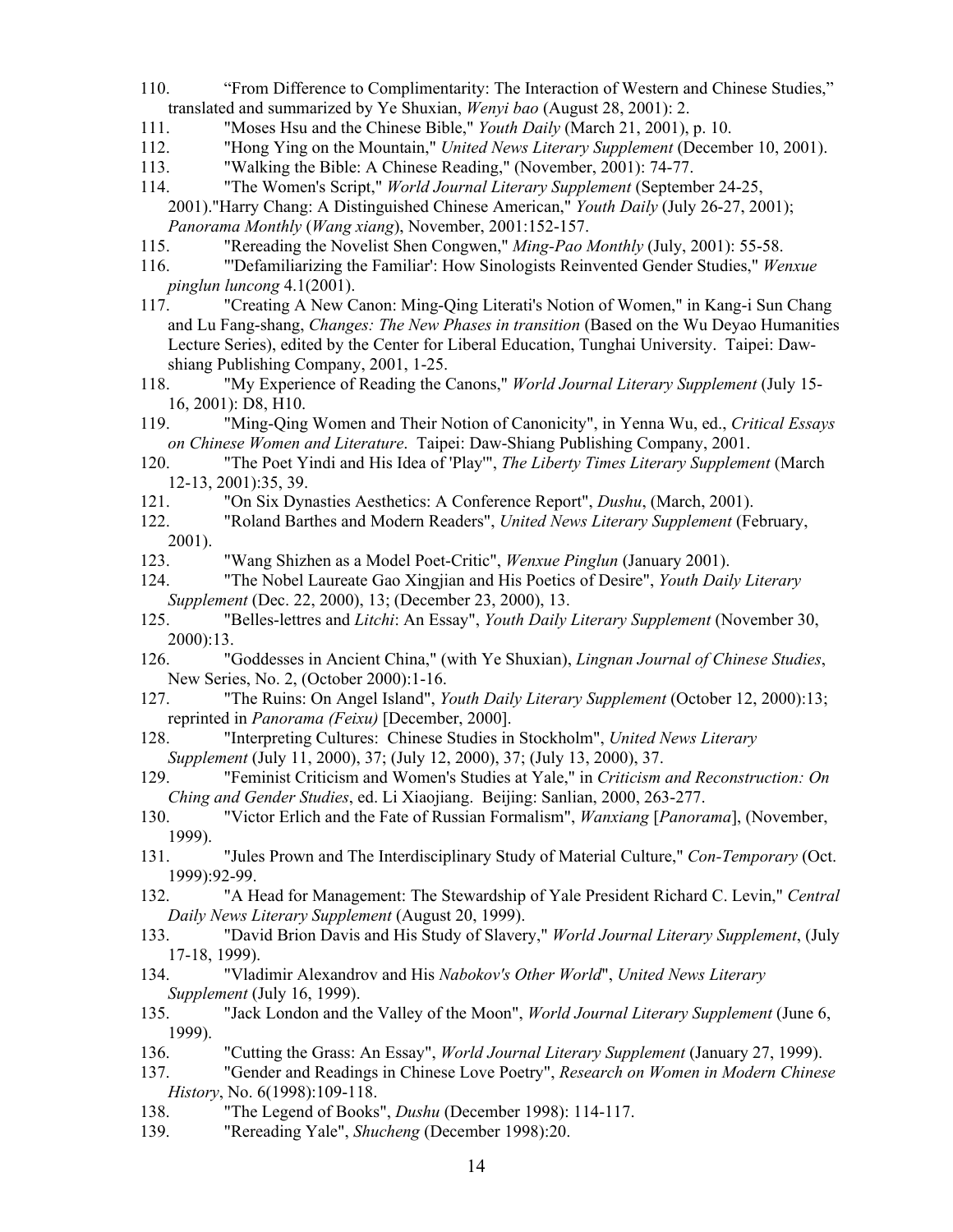110. "From Difference to Complimentarity: The Interaction of Western and Chinese Studies," translated and summarized by Ye Shuxian, *Wenyi bao* (August 28, 2001): 2.
111. "Moses Hsu and the Chinese Bible," *Youth Daily* (March 21, 2001), p. 10.
112. "Hong Ying on the Mountain," *United News Literary Supplement* (December 10, 2001).
113. "Walking the Bible: A Chinese Reading," (November, 2001): 74-77.
114. "The Women's Script," *World Journal Literary Supplement* (September 24-25, 2001)."Harry Chang: A Distinguished Chinese American," *Youth Daily* (July 26-27, 2001); *Panorama Monthly* (*Wang xiang*), November, 2001:152-157.
115. "Rereading the Novelist Shen Congwen," *Ming-Pao Monthly* (July, 2001): 55-58.
116. "'Defamiliarizing the Familiar': How Sinologists Reinvented Gender Studies," *Wenxue pinglun luncong* 4.1(2001).
117. "Creating A New Canon: Ming-Qing Literati's Notion of Women," in Kang-i Sun Chang and Lu Fang-shang, *Changes: The New Phases in transition* (Based on the Wu Deyao Humanities Lecture Series), edited by the Center for Liberal Education, Tunghai University. Taipei: Daw-shiang Publishing Company, 2001, 1-25.
118. "My Experience of Reading the Canons," *World Journal Literary Supplement* (July 15-16, 2001): D8, H10.
119. "Ming-Qing Women and Their Notion of Canonicity", in Yenna Wu, ed., *Critical Essays on Chinese Women and Literature*. Taipei: Daw-Shiang Publishing Company, 2001.
120. "The Poet Yindi and His Idea of 'Play'", *The Liberty Times Literary Supplement* (March 12-13, 2001):35, 39.
121. "On Six Dynasties Aesthetics: A Conference Report", *Dushu*, (March, 2001).
122. "Roland Barthes and Modern Readers", *United News Literary Supplement* (February, 2001).
123. "Wang Shizhen as a Model Poet-Critic", *Wenxue Pinglun* (January 2001).
124. "The Nobel Laureate Gao Xingjian and His Poetics of Desire", *Youth Daily Literary Supplement* (Dec. 22, 2000), 13; (December 23, 2000), 13.
125. "Belles-lettres and *Litchi*: An Essay", *Youth Daily Literary Supplement* (November 30, 2000):13.
126. "Goddesses in Ancient China," (with Ye Shuxian), *Lingnan Journal of Chinese Studies*, New Series, No. 2, (October 2000):1-16.
127. "The Ruins: On Angel Island", *Youth Daily Literary Supplement* (October 12, 2000):13; reprinted in *Panorama (Feixu)* [December, 2000].
128. "Interpreting Cultures: Chinese Studies in Stockholm", *United News Literary Supplement* (July 11, 2000), 37; (July 12, 2000), 37; (July 13, 2000), 37.
129. "Feminist Criticism and Women's Studies at Yale," in *Criticism and Reconstruction: On Ching and Gender Studies*, ed. Li Xiaojiang. Beijing: Sanlian, 2000, 263-277.
130. "Victor Erlich and the Fate of Russian Formalism", *Wanxiang* [*Panorama*], (November, 1999).
131. "Jules Prown and The Interdisciplinary Study of Material Culture," *Con-Temporary* (Oct. 1999):92-99.
132. "A Head for Management: The Stewardship of Yale President Richard C. Levin," *Central Daily News Literary Supplement* (August 20, 1999).
133. "David Brion Davis and His Study of Slavery," *World Journal Literary Supplement*, (July 17-18, 1999).
134. "Vladimir Alexandrov and His *Nabokov's Other World*", *United News Literary Supplement* (July 16, 1999).
135. "Jack London and the Valley of the Moon", *World Journal Literary Supplement* (June 6, 1999).
136. "Cutting the Grass: An Essay", *World Journal Literary Supplement* (January 27, 1999).
137. "Gender and Readings in Chinese Love Poetry", *Research on Women in Modern Chinese History*, No. 6(1998):109-118.
138. "The Legend of Books", *Dushu* (December 1998): 114-117.
139. "Rereading Yale", *Shucheng* (December 1998):20.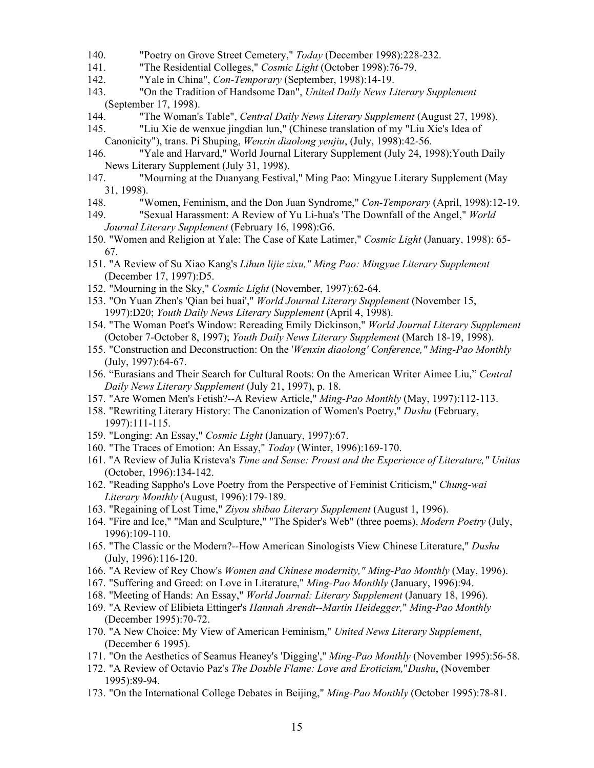140. "Poetry on Grove Street Cemetery," *Today* (December 1998):228-232.
141. "The Residential Colleges," *Cosmic Light* (October 1998):76-79.
142. "Yale in China", *Con-Temporary* (September, 1998):14-19.
143. "On the Tradition of Handsome Dan", *United Daily News Literary Supplement* (September 17, 1998).
144. "The Woman's Table", *Central Daily News Literary Supplement* (August 27, 1998).
145. "Liu Xie de wenxue jingdian lun," (Chinese translation of my "Liu Xie's Idea of Canonicity"), trans. Pi Shuping, *Wenxin diaolong yenjiu*, (July, 1998):42-56.
146. "Yale and Harvard," World Journal Literary Supplement (July 24, 1998);Youth Daily News Literary Supplement (July 31, 1998).
147. "Mourning at the Duanyang Festival," Ming Pao: Mingyue Literary Supplement (May 31, 1998).
148. "Women, Feminism, and the Don Juan Syndrome," *Con-Temporary* (April, 1998):12-19.
149. "Sexual Harassment: A Review of Yu Li-hua's 'The Downfall of the Angel," *World Journal Literary Supplement* (February 16, 1998):G6.
150. "Women and Religion at Yale: The Case of Kate Latimer," *Cosmic Light* (January, 1998): 65-67.
151. "A Review of Su Xiao Kang's *Lihun lijie zixu," Ming Pao: Mingyue Literary Supplement* (December 17, 1997):D5.
152. "Mourning in the Sky," *Cosmic Light* (November, 1997):62-64.
153. "On Yuan Zhen's 'Qian bei huai'," *World Journal Literary Supplement* (November 15, 1997):D20; *Youth Daily News Literary Supplement* (April 4, 1998).
154. "The Woman Poet's Window: Rereading Emily Dickinson," *World Journal Literary Supplement* (October 7-October 8, 1997); *Youth Daily News Literary Supplement* (March 18-19, 1998).
155. "Construction and Deconstruction: On the '*Wenxin diaolong' Conference," Ming-Pao Monthly* (July, 1997):64-67.
156. "Eurasians and Their Search for Cultural Roots: On the American Writer Aimee Liu," *Central Daily News Literary Supplement* (July 21, 1997), p. 18.
157. "Are Women Men's Fetish?--A Review Article," *Ming-Pao Monthly* (May, 1997):112-113.
158. "Rewriting Literary History: The Canonization of Women's Poetry," *Dushu* (February, 1997):111-115.
159. "Longing: An Essay," *Cosmic Light* (January, 1997):67.
160. "The Traces of Emotion: An Essay," *Today* (Winter, 1996):169-170.
161. "A Review of Julia Kristeva's *Time and Sense: Proust and the Experience of Literature," Unitas* (October, 1996):134-142.
162. "Reading Sappho's Love Poetry from the Perspective of Feminist Criticism," *Chung-wai Literary Monthly* (August, 1996):179-189.
163. "Regaining of Lost Time," *Ziyou shibao Literary Supplement* (August 1, 1996).
164. "Fire and Ice," "Man and Sculpture," "The Spider's Web" (three poems), *Modern Poetry* (July, 1996):109-110.
165. "The Classic or the Modern?--How American Sinologists View Chinese Literature," *Dushu* (July, 1996):116-120.
166. "A Review of Rey Chow's *Women and Chinese modernity," Ming-Pao Monthly* (May, 1996).
167. "Suffering and Greed: on Love in Literature," *Ming-Pao Monthly* (January, 1996):94.
168. "Meeting of Hands: An Essay," *World Journal: Literary Supplement* (January 18, 1996).
169. "A Review of Elibieta Ettinger's *Hannah Arendt--Martin Heidegger,*" *Ming-Pao Monthly* (December 1995):70-72.
170. "A New Choice: My View of American Feminism," *United News Literary Supplement*, (December 6 1995).
171. "On the Aesthetics of Seamus Heaney's 'Digging'," *Ming-Pao Monthly* (November 1995):56-58.
172. "A Review of Octavio Paz's *The Double Flame: Love and Eroticism,*"*Dushu*, (November 1995):89-94.
173. "On the International College Debates in Beijing," *Ming-Pao Monthly* (October 1995):78-81.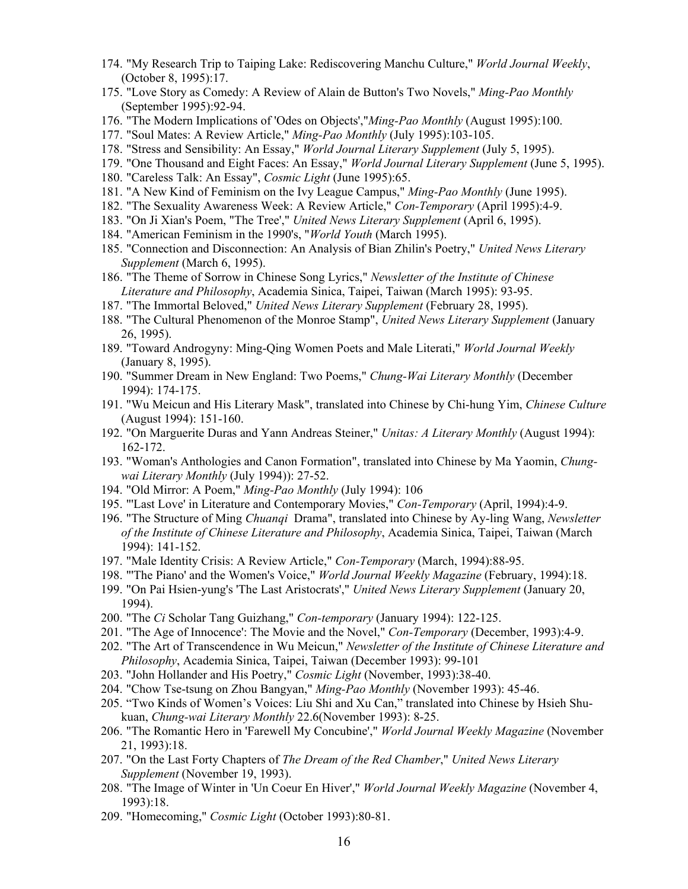174. "My Research Trip to Taiping Lake: Rediscovering Manchu Culture," *World Journal Weekly*, (October 8, 1995):17.
175. "Love Story as Comedy: A Review of Alain de Button's Two Novels," *Ming-Pao Monthly* (September 1995):92-94.
176. "The Modern Implications of 'Odes on Objects',"*Ming-Pao Monthly* (August 1995):100.
177. "Soul Mates: A Review Article," *Ming-Pao Monthly* (July 1995):103-105.
178. "Stress and Sensibility: An Essay," *World Journal Literary Supplement* (July 5, 1995).
179. "One Thousand and Eight Faces: An Essay," *World Journal Literary Supplement* (June 5, 1995).
180. "Careless Talk: An Essay", *Cosmic Light* (June 1995):65.
181. "A New Kind of Feminism on the Ivy League Campus," *Ming-Pao Monthly* (June 1995).
182. "The Sexuality Awareness Week: A Review Article," *Con-Temporary* (April 1995):4-9.
183. "On Ji Xian's Poem, "The Tree'," *United News Literary Supplement* (April 6, 1995).
184. "American Feminism in the 1990's, "*World Youth* (March 1995).
185. "Connection and Disconnection: An Analysis of Bian Zhilin's Poetry," *United News Literary Supplement* (March 6, 1995).
186. "The Theme of Sorrow in Chinese Song Lyrics," *Newsletter of the Institute of Chinese Literature and Philosophy*, Academia Sinica, Taipei, Taiwan (March 1995): 93-95.
187. "The Immortal Beloved," *United News Literary Supplement* (February 28, 1995).
188. "The Cultural Phenomenon of the Monroe Stamp", *United News Literary Supplement* (January 26, 1995).
189. "Toward Androgyny: Ming-Qing Women Poets and Male Literati," *World Journal Weekly* (January 8, 1995).
190. "Summer Dream in New England: Two Poems," *Chung-Wai Literary Monthly* (December 1994): 174-175.
191. "Wu Meicun and His Literary Mask", translated into Chinese by Chi-hung Yim, *Chinese Culture* (August 1994): 151-160.
192. "On Marguerite Duras and Yann Andreas Steiner," *Unitas: A Literary Monthly* (August 1994): 162-172.
193. "Woman's Anthologies and Canon Formation", translated into Chinese by Ma Yaomin, *Chung-wai Literary Monthly* (July 1994)): 27-52.
194. "Old Mirror: A Poem," *Ming-Pao Monthly* (July 1994): 106
195. "'Last Love' in Literature and Contemporary Movies," *Con-Temporary* (April, 1994):4-9.
196. "The Structure of Ming *Chuanqi* Drama", translated into Chinese by Ay-ling Wang, *Newsletter of the Institute of Chinese Literature and Philosophy*, Academia Sinica, Taipei, Taiwan (March 1994): 141-152.
197. "Male Identity Crisis: A Review Article," *Con-Temporary* (March, 1994):88-95.
198. "'The Piano' and the Women's Voice," *World Journal Weekly Magazine* (February, 1994):18.
199. "On Pai Hsien-yung's 'The Last Aristocrats'," *United News Literary Supplement* (January 20, 1994).
200. "The *Ci* Scholar Tang Guizhang," *Con-temporary* (January 1994): 122-125.
201. "The Age of Innocence': The Movie and the Novel," *Con-Temporary* (December, 1993):4-9.
202. "The Art of Transcendence in Wu Meicun," *Newsletter of the Institute of Chinese Literature and Philosophy*, Academia Sinica, Taipei, Taiwan (December 1993): 99-101
203. "John Hollander and His Poetry," *Cosmic Light* (November, 1993):38-40.
204. "Chow Tse-tsung on Zhou Bangyan," *Ming-Pao Monthly* (November 1993): 45-46.
205. "Two Kinds of Women's Voices: Liu Shi and Xu Can," translated into Chinese by Hsieh Shu-kuan, *Chung-wai Literary Monthly* 22.6(November 1993): 8-25.
206. "The Romantic Hero in 'Farewell My Concubine'," *World Journal Weekly Magazine* (November 21, 1993):18.
207. "On the Last Forty Chapters of *The Dream of the Red Chamber*," *United News Literary Supplement* (November 19, 1993).
208. "The Image of Winter in 'Un Coeur En Hiver'," *World Journal Weekly Magazine* (November 4, 1993):18.
209. "Homecoming," *Cosmic Light* (October 1993):80-81.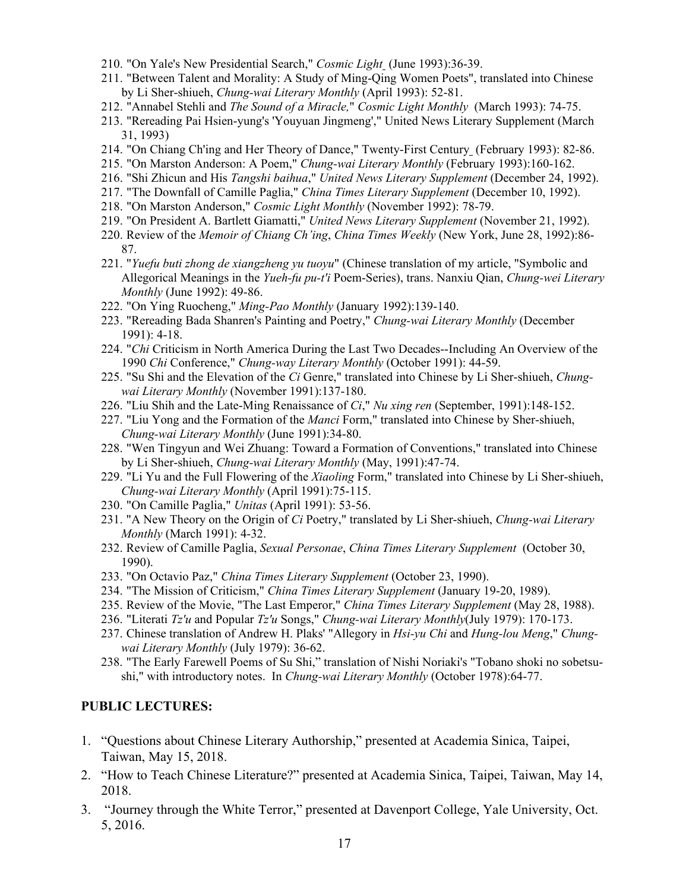210. "On Yale's New Presidential Search," *Cosmic Light* (June 1993):36-39.
211. "Between Talent and Morality: A Study of Ming-Qing Women Poets", translated into Chinese by Li Sher-shiueh, *Chung-wai Literary Monthly* (April 1993): 52-81.
212. "Annabel Stehli and *The Sound of a Miracle,*" *Cosmic Light Monthly* (March 1993): 74-75.
213. "Rereading Pai Hsien-yung's 'Youyuan Jingmeng'," United News Literary Supplement (March 31, 1993)
214. "On Chiang Ch'ing and Her Theory of Dance," Twenty-First Century (February 1993): 82-86.
215. "On Marston Anderson: A Poem," *Chung-wai Literary Monthly* (February 1993):160-162.
216. "Shi Zhicun and His *Tangshi baihua*," *United News Literary Supplement* (December 24, 1992).
217. "The Downfall of Camille Paglia," *China Times Literary Supplement* (December 10, 1992).
218. "On Marston Anderson," *Cosmic Light Monthly* (November 1992): 78-79.
219. "On President A. Bartlett Giamatti," *United News Literary Supplement* (November 21, 1992).
220. Review of the *Memoir of Chiang Ch'ing*, *China Times Weekly* (New York, June 28, 1992):86-87.
221. "*Yuefu buti zhong de xiangzheng yu tuoyu*" (Chinese translation of my article, "Symbolic and Allegorical Meanings in the *Yueh-fu pu-t'i* Poem-Series), trans. Nanxiu Qian, *Chung-wei Literary Monthly* (June 1992): 49-86.
222. "On Ying Ruocheng," *Ming-Pao Monthly* (January 1992):139-140.
223. "Rereading Bada Shanren's Painting and Poetry," *Chung-wai Literary Monthly* (December 1991): 4-18.
224. "*Chi* Criticism in North America During the Last Two Decades--Including An Overview of the 1990 *Chi* Conference," *Chung-way Literary Monthly* (October 1991): 44-59.
225. "Su Shi and the Elevation of the *Ci* Genre," translated into Chinese by Li Sher-shiueh, *Chung-wai Literary Monthly* (November 1991):137-180.
226. "Liu Shih and the Late-Ming Renaissance of *Ci*," *Nu xing ren* (September, 1991):148-152.
227. "Liu Yong and the Formation of the *Manci* Form," translated into Chinese by Sher-shiueh, *Chung-wai Literary Monthly* (June 1991):34-80.
228. "Wen Tingyun and Wei Zhuang: Toward a Formation of Conventions," translated into Chinese by Li Sher-shiueh, *Chung-wai Literary Monthly* (May, 1991):47-74.
229. "Li Yu and the Full Flowering of the *Xiaoling* Form," translated into Chinese by Li Sher-shiueh, *Chung-wai Literary Monthly* (April 1991):75-115.
230. "On Camille Paglia," *Unitas* (April 1991): 53-56.
231. "A New Theory on the Origin of *Ci* Poetry," translated by Li Sher-shiueh, *Chung-wai Literary Monthly* (March 1991): 4-32.
232. Review of Camille Paglia, *Sexual Personae*, *China Times Literary Supplement* (October 30, 1990).
233. "On Octavio Paz," *China Times Literary Supplement* (October 23, 1990).
234. "The Mission of Criticism," *China Times Literary Supplement* (January 19-20, 1989).
235. Review of the Movie, "The Last Emperor," *China Times Literary Supplement* (May 28, 1988).
236. "Literati *Tz'u* and Popular *Tz'u* Songs," *Chung-wai Literary Monthly*(July 1979): 170-173.
237. Chinese translation of Andrew H. Plaks' "Allegory in *Hsi-yu Chi* and *Hung-lou Meng*," *Chung-wai Literary Monthly* (July 1979): 36-62.
238. "The Early Farewell Poems of Su Shi," translation of Nishi Noriaki's "Tobano shoki no sobetsu-shi," with introductory notes. In *Chung-wai Literary Monthly* (October 1978):64-77.

## PUBLIC LECTURES:

1. "Questions about Chinese Literary Authorship," presented at Academia Sinica, Taipei, Taiwan, May 15, 2018.
2. "How to Teach Chinese Literature?" presented at Academia Sinica, Taipei, Taiwan, May 14, 2018.
3. "Journey through the White Terror," presented at Davenport College, Yale University, Oct. 5, 2016.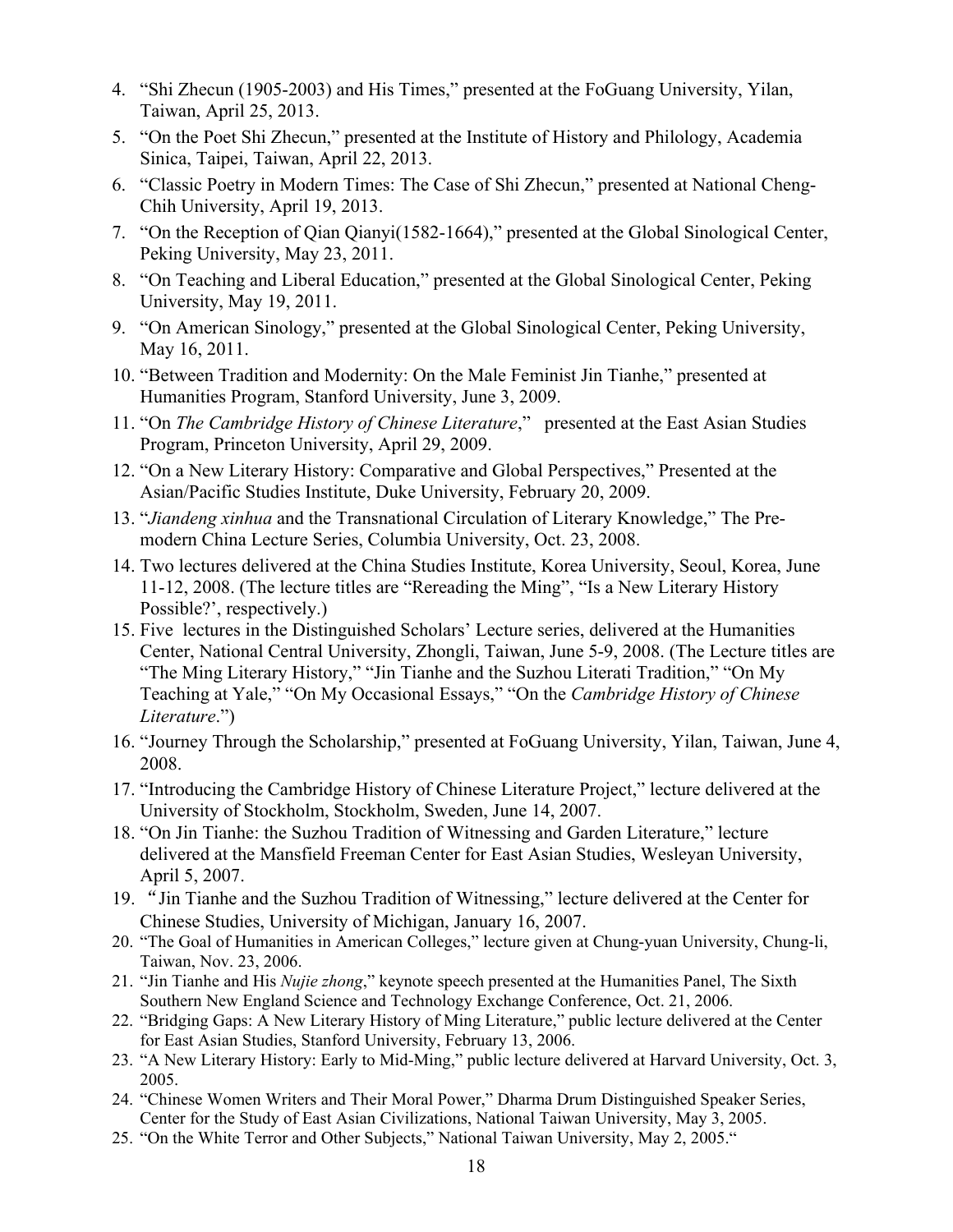4. "Shi Zhecun (1905-2003) and His Times," presented at the FoGuang University, Yilan, Taiwan, April 25, 2013.
5. "On the Poet Shi Zhecun," presented at the Institute of History and Philology, Academia Sinica, Taipei, Taiwan, April 22, 2013.
6. "Classic Poetry in Modern Times: The Case of Shi Zhecun," presented at National Cheng-Chih University, April 19, 2013.
7. "On the Reception of Qian Qianyi(1582-1664)," presented at the Global Sinological Center, Peking University, May 23, 2011.
8. "On Teaching and Liberal Education," presented at the Global Sinological Center, Peking University, May 19, 2011.
9. "On American Sinology," presented at the Global Sinological Center, Peking University, May 16, 2011.
10. "Between Tradition and Modernity: On the Male Feminist Jin Tianhe," presented at Humanities Program, Stanford University, June 3, 2009.
11. "On *The Cambridge History of Chinese Literature*," presented at the East Asian Studies Program, Princeton University, April 29, 2009.
12. "On a New Literary History: Comparative and Global Perspectives," Presented at the Asian/Pacific Studies Institute, Duke University, February 20, 2009.
13. "*Jiandeng xinhua* and the Transnational Circulation of Literary Knowledge," The Pre-modern China Lecture Series, Columbia University, Oct. 23, 2008.
14. Two lectures delivered at the China Studies Institute, Korea University, Seoul, Korea, June 11-12, 2008. (The lecture titles are "Rereading the Ming", "Is a New Literary History Possible?', respectively.)
15. Five lectures in the Distinguished Scholars' Lecture series, delivered at the Humanities Center, National Central University, Zhongli, Taiwan, June 5-9, 2008. (The Lecture titles are "The Ming Literary History," "Jin Tianhe and the Suzhou Literati Tradition," "On My Teaching at Yale," "On My Occasional Essays," "On the *Cambridge History of Chinese Literature*.")
16. "Journey Through the Scholarship," presented at FoGuang University, Yilan, Taiwan, June 4, 2008.
17. "Introducing the Cambridge History of Chinese Literature Project," lecture delivered at the University of Stockholm, Stockholm, Sweden, June 14, 2007.
18. "On Jin Tianhe: the Suzhou Tradition of Witnessing and Garden Literature," lecture delivered at the Mansfield Freeman Center for East Asian Studies, Wesleyan University, April 5, 2007.
19. "Jin Tianhe and the Suzhou Tradition of Witnessing," lecture delivered at the Center for Chinese Studies, University of Michigan, January 16, 2007.
20. "The Goal of Humanities in American Colleges," lecture given at Chung-yuan University, Chung-li, Taiwan, Nov. 23, 2006.
21. "Jin Tianhe and His *Nujie zhong*," keynote speech presented at the Humanities Panel, The Sixth Southern New England Science and Technology Exchange Conference, Oct. 21, 2006.
22. "Bridging Gaps: A New Literary History of Ming Literature," public lecture delivered at the Center for East Asian Studies, Stanford University, February 13, 2006.
23. "A New Literary History: Early to Mid-Ming," public lecture delivered at Harvard University, Oct. 3, 2005.
24. "Chinese Women Writers and Their Moral Power," Dharma Drum Distinguished Speaker Series, Center for the Study of East Asian Civilizations, National Taiwan University, May 3, 2005.
25. "On the White Terror and Other Subjects," National Taiwan University, May 2, 2005."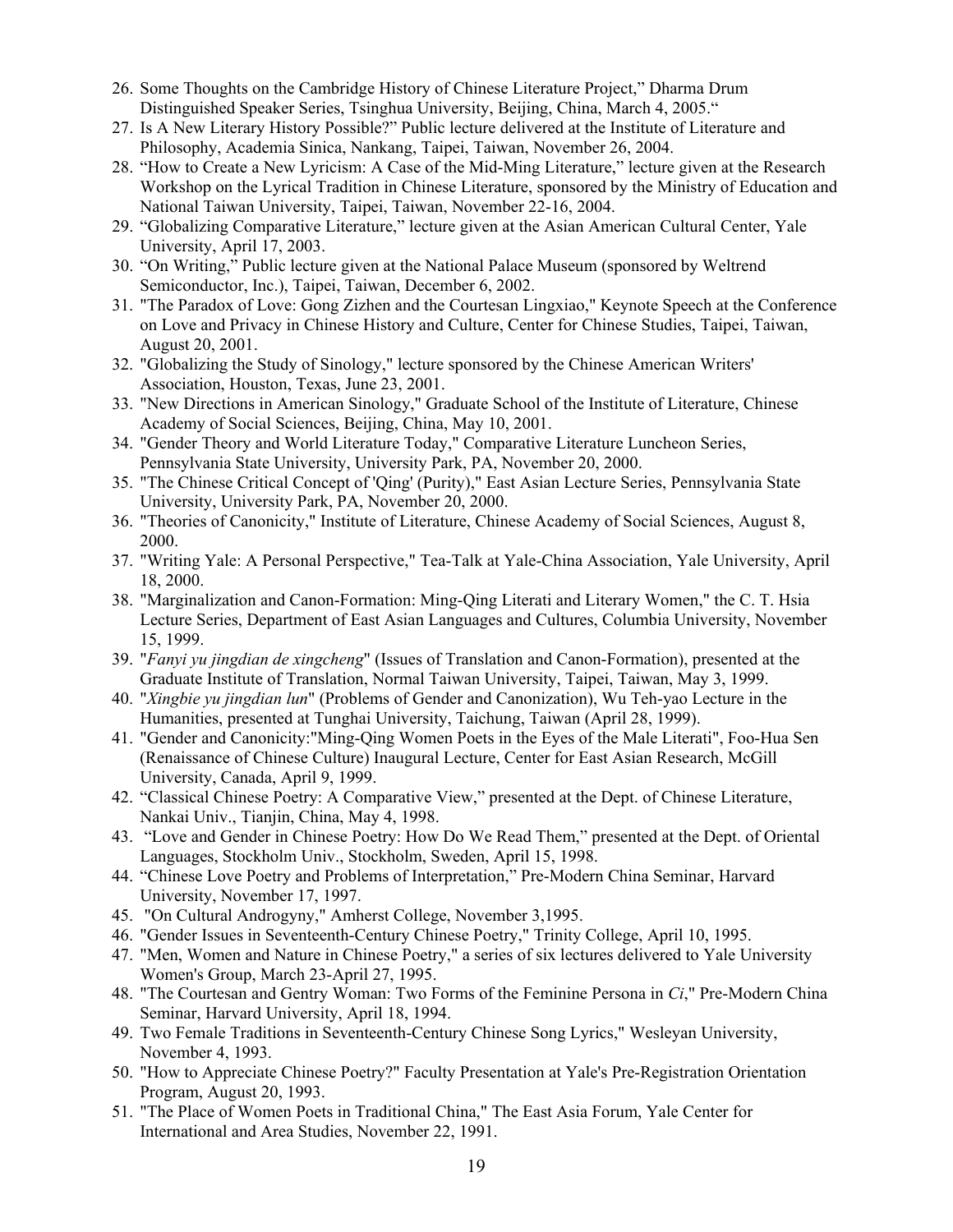26. Some Thoughts on the Cambridge History of Chinese Literature Project," Dharma Drum Distinguished Speaker Series, Tsinghua University, Beijing, China, March 4, 2005."
27. Is A New Literary History Possible?" Public lecture delivered at the Institute of Literature and Philosophy, Academia Sinica, Nankang, Taipei, Taiwan, November 26, 2004.
28. "How to Create a New Lyricism: A Case of the Mid-Ming Literature," lecture given at the Research Workshop on the Lyrical Tradition in Chinese Literature, sponsored by the Ministry of Education and National Taiwan University, Taipei, Taiwan, November 22-16, 2004.
29. "Globalizing Comparative Literature," lecture given at the Asian American Cultural Center, Yale University, April 17, 2003.
30. "On Writing," Public lecture given at the National Palace Museum (sponsored by Weltrend Semiconductor, Inc.), Taipei, Taiwan, December 6, 2002.
31. "The Paradox of Love: Gong Zizhen and the Courtesan Lingxiao," Keynote Speech at the Conference on Love and Privacy in Chinese History and Culture, Center for Chinese Studies, Taipei, Taiwan, August 20, 2001.
32. "Globalizing the Study of Sinology," lecture sponsored by the Chinese American Writers' Association, Houston, Texas, June 23, 2001.
33. "New Directions in American Sinology," Graduate School of the Institute of Literature, Chinese Academy of Social Sciences, Beijing, China, May 10, 2001.
34. "Gender Theory and World Literature Today," Comparative Literature Luncheon Series, Pennsylvania State University, University Park, PA, November 20, 2000.
35. "The Chinese Critical Concept of 'Qing' (Purity)," East Asian Lecture Series, Pennsylvania State University, University Park, PA, November 20, 2000.
36. "Theories of Canonicity," Institute of Literature, Chinese Academy of Social Sciences, August 8, 2000.
37. "Writing Yale: A Personal Perspective," Tea-Talk at Yale-China Association, Yale University, April 18, 2000.
38. "Marginalization and Canon-Formation: Ming-Qing Literati and Literary Women," the C. T. Hsia Lecture Series, Department of East Asian Languages and Cultures, Columbia University, November 15, 1999.
39. "*Fanyi yu jingdian de xingcheng*" (Issues of Translation and Canon-Formation), presented at the Graduate Institute of Translation, Normal Taiwan University, Taipei, Taiwan, May 3, 1999.
40. "*Xingbie yu jingdian lun*" (Problems of Gender and Canonization), Wu Teh-yao Lecture in the Humanities, presented at Tunghai University, Taichung, Taiwan (April 28, 1999).
41. "Gender and Canonicity:"Ming-Qing Women Poets in the Eyes of the Male Literati", Foo-Hua Sen (Renaissance of Chinese Culture) Inaugural Lecture, Center for East Asian Research, McGill University, Canada, April 9, 1999.
42. "Classical Chinese Poetry: A Comparative View," presented at the Dept. of Chinese Literature, Nankai Univ., Tianjin, China, May 4, 1998.
43. "Love and Gender in Chinese Poetry: How Do We Read Them," presented at the Dept. of Oriental Languages, Stockholm Univ., Stockholm, Sweden, April 15, 1998.
44. "Chinese Love Poetry and Problems of Interpretation," Pre-Modern China Seminar, Harvard University, November 17, 1997.
45. "On Cultural Androgyny," Amherst College, November 3,1995.
46. "Gender Issues in Seventeenth-Century Chinese Poetry," Trinity College, April 10, 1995.
47. "Men, Women and Nature in Chinese Poetry," a series of six lectures delivered to Yale University Women's Group, March 23-April 27, 1995.
48. "The Courtesan and Gentry Woman: Two Forms of the Feminine Persona in *Ci*," Pre-Modern China Seminar, Harvard University, April 18, 1994.
49. Two Female Traditions in Seventeenth-Century Chinese Song Lyrics," Wesleyan University, November 4, 1993.
50. "How to Appreciate Chinese Poetry?" Faculty Presentation at Yale's Pre-Registration Orientation Program, August 20, 1993.
51. "The Place of Women Poets in Traditional China," The East Asia Forum, Yale Center for International and Area Studies, November 22, 1991.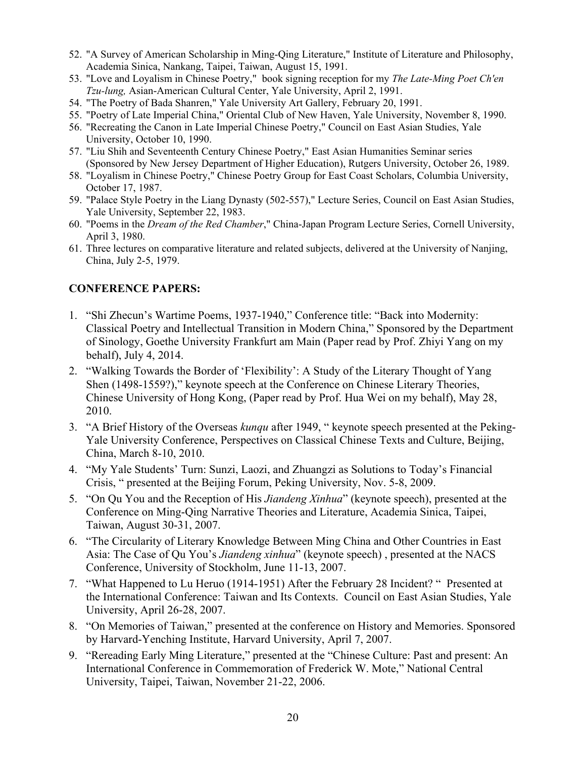52. "A Survey of American Scholarship in Ming-Qing Literature," Institute of Literature and Philosophy, Academia Sinica, Nankang, Taipei, Taiwan, August 15, 1991.
53. "Love and Loyalism in Chinese Poetry," book signing reception for my *The Late-Ming Poet Ch'en Tzu-lung,* Asian-American Cultural Center, Yale University, April 2, 1991.
54. "The Poetry of Bada Shanren," Yale University Art Gallery, February 20, 1991.
55. "Poetry of Late Imperial China," Oriental Club of New Haven, Yale University, November 8, 1990.
56. "Recreating the Canon in Late Imperial Chinese Poetry," Council on East Asian Studies, Yale University, October 10, 1990.
57. "Liu Shih and Seventeenth Century Chinese Poetry," East Asian Humanities Seminar series (Sponsored by New Jersey Department of Higher Education), Rutgers University, October 26, 1989.
58. "Loyalism in Chinese Poetry," Chinese Poetry Group for East Coast Scholars, Columbia University, October 17, 1987.
59. "Palace Style Poetry in the Liang Dynasty (502-557)," Lecture Series, Council on East Asian Studies, Yale University, September 22, 1983.
60. "Poems in the *Dream of the Red Chamber*," China-Japan Program Lecture Series, Cornell University, April 3, 1980.
61. Three lectures on comparative literature and related subjects, delivered at the University of Nanjing, China, July 2-5, 1979.

## CONFERENCE PAPERS:

1. "Shi Zhecun's Wartime Poems, 1937-1940," Conference title: "Back into Modernity: Classical Poetry and Intellectual Transition in Modern China," Sponsored by the Department of Sinology, Goethe University Frankfurt am Main (Paper read by Prof. Zhiyi Yang on my behalf), July 4, 2014.
2. "Walking Towards the Border of 'Flexibility': A Study of the Literary Thought of Yang Shen (1498-1559?)," keynote speech at the Conference on Chinese Literary Theories, Chinese University of Hong Kong, (Paper read by Prof. Hua Wei on my behalf), May 28, 2010.
3. "A Brief History of the Overseas *kunqu* after 1949, " keynote speech presented at the Peking-Yale University Conference, Perspectives on Classical Chinese Texts and Culture, Beijing, China, March 8-10, 2010.
4. "My Yale Students' Turn: Sunzi, Laozi, and Zhuangzi as Solutions to Today's Financial Crisis, " presented at the Beijing Forum, Peking University, Nov. 5-8, 2009.
5. "On Qu You and the Reception of His *Jiandeng Xinhua*" (keynote speech), presented at the Conference on Ming-Qing Narrative Theories and Literature, Academia Sinica, Taipei, Taiwan, August 30-31, 2007.
6. "The Circularity of Literary Knowledge Between Ming China and Other Countries in East Asia: The Case of Qu You's *Jiandeng xinhua*" (keynote speech) , presented at the NACS Conference, University of Stockholm, June 11-13, 2007.
7. "What Happened to Lu Heruo (1914-1951) After the February 28 Incident? " Presented at the International Conference: Taiwan and Its Contexts. Council on East Asian Studies, Yale University, April 26-28, 2007.
8. "On Memories of Taiwan," presented at the conference on History and Memories. Sponsored by Harvard-Yenching Institute, Harvard University, April 7, 2007.
9. "Rereading Early Ming Literature," presented at the "Chinese Culture: Past and present: An International Conference in Commemoration of Frederick W. Mote," National Central University, Taipei, Taiwan, November 21-22, 2006.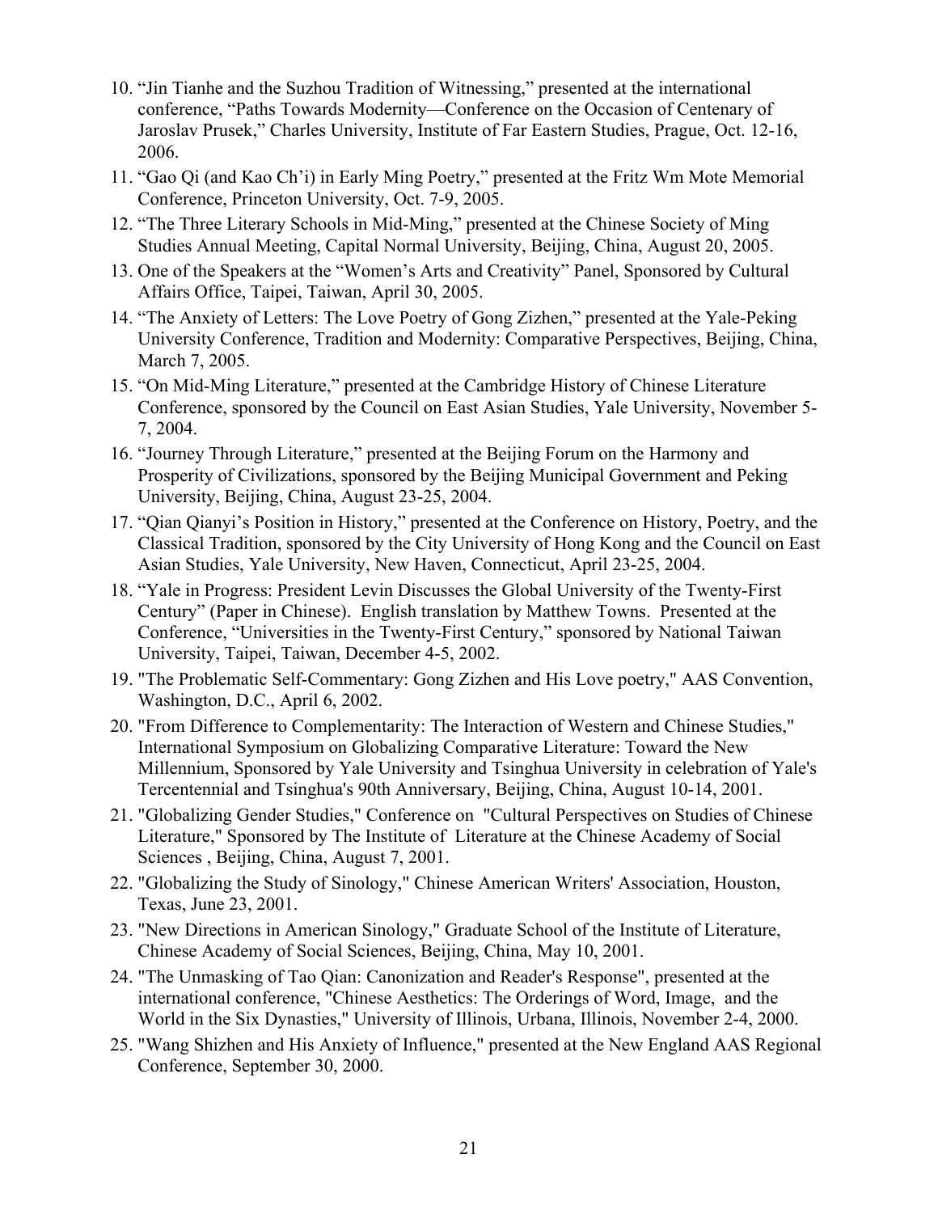10. "Jin Tianhe and the Suzhou Tradition of Witnessing," presented at the international conference, "Paths Towards Modernity—Conference on the Occasion of Centenary of Jaroslav Prusek," Charles University, Institute of Far Eastern Studies, Prague, Oct. 12-16, 2006.
11. "Gao Qi (and Kao Ch'i) in Early Ming Poetry," presented at the Fritz Wm Mote Memorial Conference, Princeton University, Oct. 7-9, 2005.
12. "The Three Literary Schools in Mid-Ming," presented at the Chinese Society of Ming Studies Annual Meeting, Capital Normal University, Beijing, China, August 20, 2005.
13. One of the Speakers at the "Women's Arts and Creativity" Panel, Sponsored by Cultural Affairs Office, Taipei, Taiwan, April 30, 2005.
14. "The Anxiety of Letters: The Love Poetry of Gong Zizhen," presented at the Yale-Peking University Conference, Tradition and Modernity: Comparative Perspectives, Beijing, China, March 7, 2005.
15. "On Mid-Ming Literature," presented at the Cambridge History of Chinese Literature Conference, sponsored by the Council on East Asian Studies, Yale University, November 5-7, 2004.
16. "Journey Through Literature," presented at the Beijing Forum on the Harmony and Prosperity of Civilizations, sponsored by the Beijing Municipal Government and Peking University, Beijing, China, August 23-25, 2004.
17. "Qian Qianyi's Position in History," presented at the Conference on History, Poetry, and the Classical Tradition, sponsored by the City University of Hong Kong and the Council on East Asian Studies, Yale University, New Haven, Connecticut, April 23-25, 2004.
18. "Yale in Progress: President Levin Discusses the Global University of the Twenty-First Century" (Paper in Chinese). English translation by Matthew Towns. Presented at the Conference, "Universities in the Twenty-First Century," sponsored by National Taiwan University, Taipei, Taiwan, December 4-5, 2002.
19. "The Problematic Self-Commentary: Gong Zizhen and His Love poetry," AAS Convention, Washington, D.C., April 6, 2002.
20. "From Difference to Complementarity: The Interaction of Western and Chinese Studies," International Symposium on Globalizing Comparative Literature: Toward the New Millennium, Sponsored by Yale University and Tsinghua University in celebration of Yale's Tercentennial and Tsinghua's 90th Anniversary, Beijing, China, August 10-14, 2001.
21. "Globalizing Gender Studies," Conference on "Cultural Perspectives on Studies of Chinese Literature," Sponsored by The Institute of Literature at the Chinese Academy of Social Sciences , Beijing, China, August 7, 2001.
22. "Globalizing the Study of Sinology," Chinese American Writers' Association, Houston, Texas, June 23, 2001.
23. "New Directions in American Sinology," Graduate School of the Institute of Literature, Chinese Academy of Social Sciences, Beijing, China, May 10, 2001.
24. "The Unmasking of Tao Qian: Canonization and Reader's Response", presented at the international conference, "Chinese Aesthetics: The Orderings of Word, Image, and the World in the Six Dynasties," University of Illinois, Urbana, Illinois, November 2-4, 2000.
25. "Wang Shizhen and His Anxiety of Influence," presented at the New England AAS Regional Conference, September 30, 2000.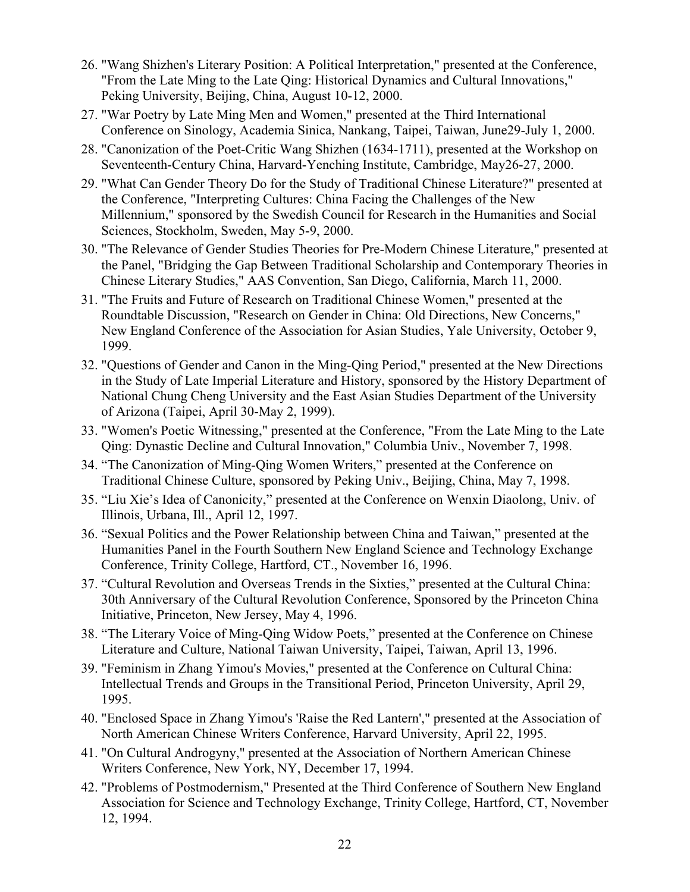26. "Wang Shizhen's Literary Position: A Political Interpretation," presented at the Conference, "From the Late Ming to the Late Qing: Historical Dynamics and Cultural Innovations," Peking University, Beijing, China, August 10-12, 2000.
27. "War Poetry by Late Ming Men and Women," presented at the Third International Conference on Sinology, Academia Sinica, Nankang, Taipei, Taiwan, June29-July 1, 2000.
28. "Canonization of the Poet-Critic Wang Shizhen (1634-1711), presented at the Workshop on Seventeenth-Century China, Harvard-Yenching Institute, Cambridge, May26-27, 2000.
29. "What Can Gender Theory Do for the Study of Traditional Chinese Literature?" presented at the Conference, "Interpreting Cultures: China Facing the Challenges of the New Millennium," sponsored by the Swedish Council for Research in the Humanities and Social Sciences, Stockholm, Sweden, May 5-9, 2000.
30. "The Relevance of Gender Studies Theories for Pre-Modern Chinese Literature," presented at the Panel, "Bridging the Gap Between Traditional Scholarship and Contemporary Theories in Chinese Literary Studies," AAS Convention, San Diego, California, March 11, 2000.
31. "The Fruits and Future of Research on Traditional Chinese Women," presented at the Roundtable Discussion, "Research on Gender in China: Old Directions, New Concerns," New England Conference of the Association for Asian Studies, Yale University, October 9, 1999.
32. "Questions of Gender and Canon in the Ming-Qing Period," presented at the New Directions in the Study of Late Imperial Literature and History, sponsored by the History Department of National Chung Cheng University and the East Asian Studies Department of the University of Arizona (Taipei, April 30-May 2, 1999).
33. "Women's Poetic Witnessing," presented at the Conference, "From the Late Ming to the Late Qing: Dynastic Decline and Cultural Innovation," Columbia Univ., November 7, 1998.
34. "The Canonization of Ming-Qing Women Writers," presented at the Conference on Traditional Chinese Culture, sponsored by Peking Univ., Beijing, China, May 7, 1998.
35. "Liu Xie's Idea of Canonicity," presented at the Conference on Wenxin Diaolong, Univ. of Illinois, Urbana, Ill., April 12, 1997.
36. "Sexual Politics and the Power Relationship between China and Taiwan," presented at the Humanities Panel in the Fourth Southern New England Science and Technology Exchange Conference, Trinity College, Hartford, CT., November 16, 1996.
37. "Cultural Revolution and Overseas Trends in the Sixties," presented at the Cultural China: 30th Anniversary of the Cultural Revolution Conference, Sponsored by the Princeton China Initiative, Princeton, New Jersey, May 4, 1996.
38. "The Literary Voice of Ming-Qing Widow Poets," presented at the Conference on Chinese Literature and Culture, National Taiwan University, Taipei, Taiwan, April 13, 1996.
39. "Feminism in Zhang Yimou's Movies," presented at the Conference on Cultural China: Intellectual Trends and Groups in the Transitional Period, Princeton University, April 29, 1995.
40. "Enclosed Space in Zhang Yimou's 'Raise the Red Lantern'," presented at the Association of North American Chinese Writers Conference, Harvard University, April 22, 1995.
41. "On Cultural Androgyny," presented at the Association of Northern American Chinese Writers Conference, New York, NY, December 17, 1994.
42. "Problems of Postmodernism," Presented at the Third Conference of Southern New England Association for Science and Technology Exchange, Trinity College, Hartford, CT, November 12, 1994.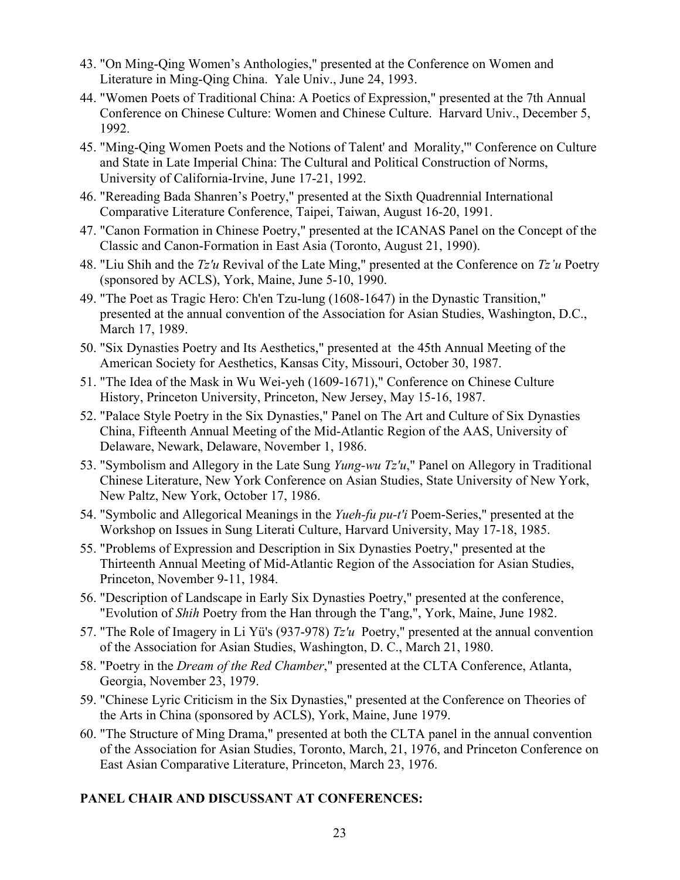43. "On Ming-Qing Women's Anthologies," presented at the Conference on Women and Literature in Ming-Qing China. Yale Univ., June 24, 1993.
44. "Women Poets of Traditional China: A Poetics of Expression," presented at the 7th Annual Conference on Chinese Culture: Women and Chinese Culture. Harvard Univ., December 5, 1992.
45. "Ming-Qing Women Poets and the Notions of Talent' and Morality,'" Conference on Culture and State in Late Imperial China: The Cultural and Political Construction of Norms, University of California-Irvine, June 17-21, 1992.
46. "Rereading Bada Shanren's Poetry," presented at the Sixth Quadrennial International Comparative Literature Conference, Taipei, Taiwan, August 16-20, 1991.
47. "Canon Formation in Chinese Poetry," presented at the ICANAS Panel on the Concept of the Classic and Canon-Formation in East Asia (Toronto, August 21, 1990).
48. "Liu Shih and the *Tz'u* Revival of the Late Ming," presented at the Conference on *Tz'u* Poetry (sponsored by ACLS), York, Maine, June 5-10, 1990.
49. "The Poet as Tragic Hero: Ch'en Tzu-lung (1608-1647) in the Dynastic Transition," presented at the annual convention of the Association for Asian Studies, Washington, D.C., March 17, 1989.
50. "Six Dynasties Poetry and Its Aesthetics," presented at the 45th Annual Meeting of the American Society for Aesthetics, Kansas City, Missouri, October 30, 1987.
51. "The Idea of the Mask in Wu Wei-yeh (1609-1671)," Conference on Chinese Culture History, Princeton University, Princeton, New Jersey, May 15-16, 1987.
52. "Palace Style Poetry in the Six Dynasties," Panel on The Art and Culture of Six Dynasties China, Fifteenth Annual Meeting of the Mid-Atlantic Region of the AAS, University of Delaware, Newark, Delaware, November 1, 1986.
53. "Symbolism and Allegory in the Late Sung *Yung-wu Tz'u*," Panel on Allegory in Traditional Chinese Literature, New York Conference on Asian Studies, State University of New York, New Paltz, New York, October 17, 1986.
54. "Symbolic and Allegorical Meanings in the *Yueh-fu pu-t'i* Poem-Series," presented at the Workshop on Issues in Sung Literati Culture, Harvard University, May 17-18, 1985.
55. "Problems of Expression and Description in Six Dynasties Poetry," presented at the Thirteenth Annual Meeting of Mid-Atlantic Region of the Association for Asian Studies, Princeton, November 9-11, 1984.
56. "Description of Landscape in Early Six Dynasties Poetry," presented at the conference, "Evolution of *Shih* Poetry from the Han through the T'ang,", York, Maine, June 1982.
57. "The Role of Imagery in Li Yü's (937-978) *Tz'u* Poetry," presented at the annual convention of the Association for Asian Studies, Washington, D. C., March 21, 1980.
58. "Poetry in the *Dream of the Red Chamber*," presented at the CLTA Conference, Atlanta, Georgia, November 23, 1979.
59. "Chinese Lyric Criticism in the Six Dynasties," presented at the Conference on Theories of the Arts in China (sponsored by ACLS), York, Maine, June 1979.
60. "The Structure of Ming Drama," presented at both the CLTA panel in the annual convention of the Association for Asian Studies, Toronto, March, 21, 1976, and Princeton Conference on East Asian Comparative Literature, Princeton, March 23, 1976.

**PANEL CHAIR AND DISCUSSANT AT CONFERENCES:**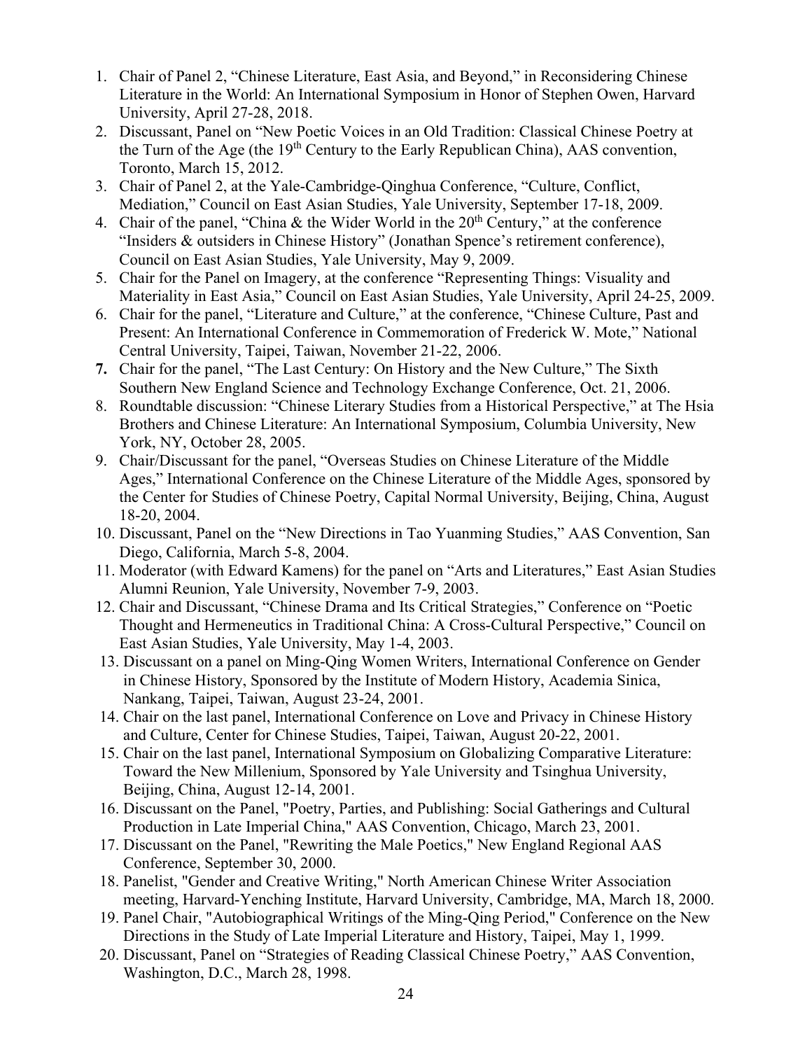1. Chair of Panel 2, “Chinese Literature, East Asia, and Beyond,” in Reconsidering Chinese Literature in the World: An International Symposium in Honor of Stephen Owen, Harvard University, April 27-28, 2018.
2. Discussant, Panel on “New Poetic Voices in an Old Tradition: Classical Chinese Poetry at the Turn of the Age (the 19th Century to the Early Republican China), AAS convention, Toronto, March 15, 2012.
3. Chair of Panel 2, at the Yale-Cambridge-Qinghua Conference, “Culture, Conflict, Mediation,” Council on East Asian Studies, Yale University, September 17-18, 2009.
4. Chair of the panel, “China & the Wider World in the 20th Century,” at the conference “Insiders & outsiders in Chinese History” (Jonathan Spence’s retirement conference), Council on East Asian Studies, Yale University, May 9, 2009.
5. Chair for the Panel on Imagery, at the conference “Representing Things: Visuality and Materiality in East Asia,” Council on East Asian Studies, Yale University, April 24-25, 2009.
6. Chair for the panel, “Literature and Culture,” at the conference, “Chinese Culture, Past and Present: An International Conference in Commemoration of Frederick W. Mote,” National Central University, Taipei, Taiwan, November 21-22, 2006.
7. Chair for the panel, “The Last Century: On History and the New Culture,” The Sixth Southern New England Science and Technology Exchange Conference, Oct. 21, 2006.
8. Roundtable discussion: “Chinese Literary Studies from a Historical Perspective,” at The Hsia Brothers and Chinese Literature: An International Symposium, Columbia University, New York, NY, October 28, 2005.
9. Chair/Discussant for the panel, “Overseas Studies on Chinese Literature of the Middle Ages,” International Conference on the Chinese Literature of the Middle Ages, sponsored by the Center for Studies of Chinese Poetry, Capital Normal University, Beijing, China, August 18-20, 2004.
10. Discussant, Panel on the “New Directions in Tao Yuanming Studies,” AAS Convention, San Diego, California, March 5-8, 2004.
11. Moderator (with Edward Kamens) for the panel on “Arts and Literatures,” East Asian Studies Alumni Reunion, Yale University, November 7-9, 2003.
12. Chair and Discussant, “Chinese Drama and Its Critical Strategies,” Conference on “Poetic Thought and Hermeneutics in Traditional China: A Cross-Cultural Perspective,” Council on East Asian Studies, Yale University, May 1-4, 2003.
13. Discussant on a panel on Ming-Qing Women Writers, International Conference on Gender in Chinese History, Sponsored by the Institute of Modern History, Academia Sinica, Nankang, Taipei, Taiwan, August 23-24, 2001.
14. Chair on the last panel, International Conference on Love and Privacy in Chinese History and Culture, Center for Chinese Studies, Taipei, Taiwan, August 20-22, 2001.
15. Chair on the last panel, International Symposium on Globalizing Comparative Literature: Toward the New Millenium, Sponsored by Yale University and Tsinghua University, Beijing, China, August 12-14, 2001.
16. Discussant on the Panel, "Poetry, Parties, and Publishing: Social Gatherings and Cultural Production in Late Imperial China," AAS Convention, Chicago, March 23, 2001.
17. Discussant on the Panel, "Rewriting the Male Poetics," New England Regional AAS Conference, September 30, 2000.
18. Panelist, "Gender and Creative Writing," North American Chinese Writer Association meeting, Harvard-Yenching Institute, Harvard University, Cambridge, MA, March 18, 2000.
19. Panel Chair, "Autobiographical Writings of the Ming-Qing Period," Conference on the New Directions in the Study of Late Imperial Literature and History, Taipei, May 1, 1999.
20. Discussant, Panel on “Strategies of Reading Classical Chinese Poetry,” AAS Convention, Washington, D.C., March 28, 1998.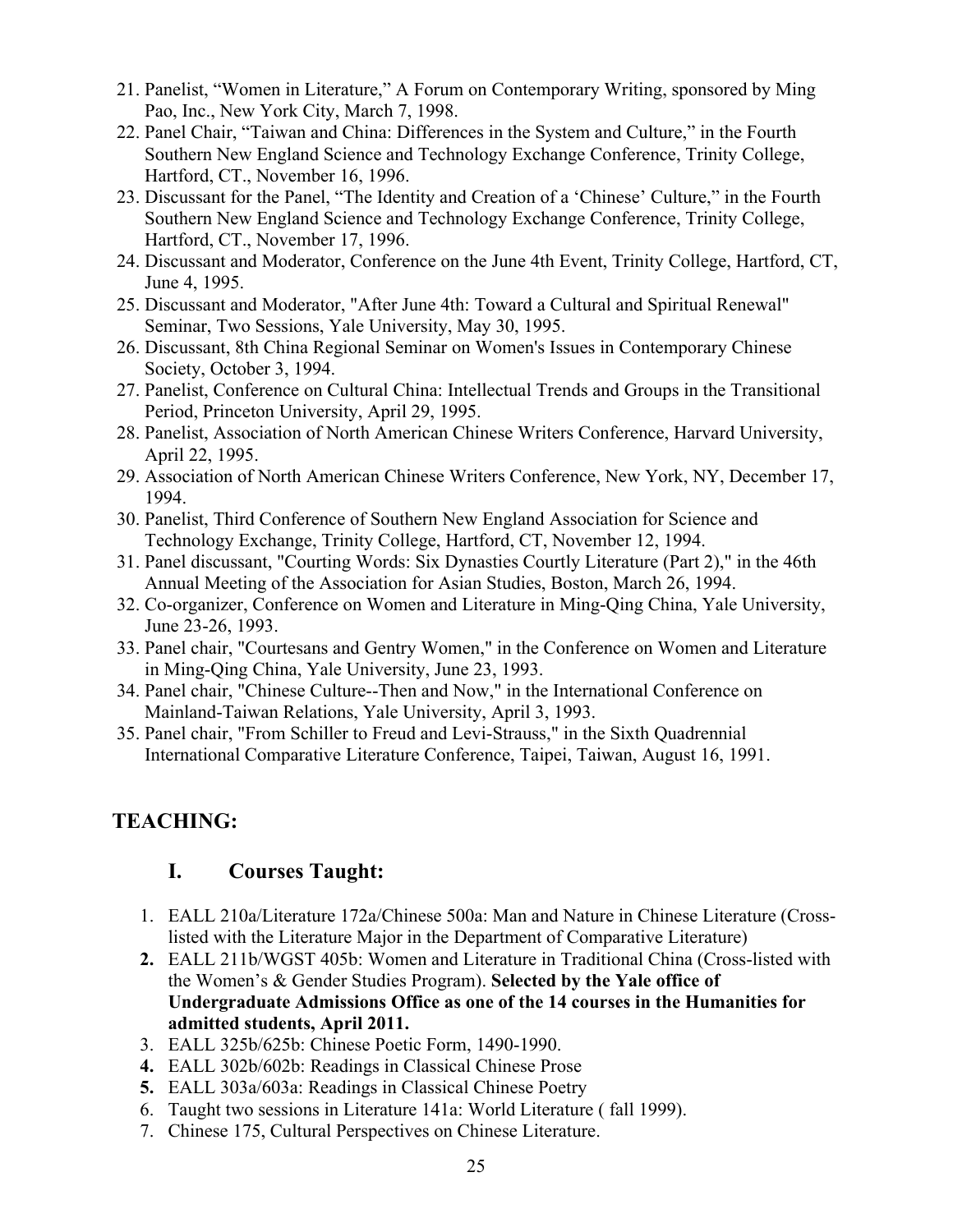21. Panelist, “Women in Literature,” A Forum on Contemporary Writing, sponsored by Ming Pao, Inc., New York City, March 7, 1998.
22. Panel Chair, “Taiwan and China: Differences in the System and Culture,” in the Fourth Southern New England Science and Technology Exchange Conference, Trinity College, Hartford, CT., November 16, 1996.
23. Discussant for the Panel, “The Identity and Creation of a ‘Chinese’ Culture,” in the Fourth Southern New England Science and Technology Exchange Conference, Trinity College, Hartford, CT., November 17, 1996.
24. Discussant and Moderator, Conference on the June 4th Event, Trinity College, Hartford, CT, June 4, 1995.
25. Discussant and Moderator, "After June 4th: Toward a Cultural and Spiritual Renewal" Seminar, Two Sessions, Yale University, May 30, 1995.
26. Discussant, 8th China Regional Seminar on Women's Issues in Contemporary Chinese Society, October 3, 1994.
27. Panelist, Conference on Cultural China: Intellectual Trends and Groups in the Transitional Period, Princeton University, April 29, 1995.
28. Panelist, Association of North American Chinese Writers Conference, Harvard University, April 22, 1995.
29. Association of North American Chinese Writers Conference, New York, NY, December 17, 1994.
30. Panelist, Third Conference of Southern New England Association for Science and Technology Exchange, Trinity College, Hartford, CT, November 12, 1994.
31. Panel discussant, "Courting Words: Six Dynasties Courtly Literature (Part 2)," in the 46th Annual Meeting of the Association for Asian Studies, Boston, March 26, 1994.
32. Co-organizer, Conference on Women and Literature in Ming-Qing China, Yale University, June 23-26, 1993.
33. Panel chair, "Courtesans and Gentry Women," in the Conference on Women and Literature in Ming-Qing China, Yale University, June 23, 1993.
34. Panel chair, "Chinese Culture--Then and Now," in the International Conference on Mainland-Taiwan Relations, Yale University, April 3, 1993.
35. Panel chair, "From Schiller to Freud and Levi-Strauss," in the Sixth Quadrennial International Comparative Literature Conference, Taipei, Taiwan, August 16, 1991.

## TEACHING:

### I. Courses Taught:

1. EALL 210a/Literature 172a/Chinese 500a: Man and Nature in Chinese Literature (Cross-listed with the Literature Major in the Department of Comparative Literature)
2. EALL 211b/WGST 405b: Women and Literature in Traditional China (Cross-listed with the Women’s & Gender Studies Program). **Selected by the Yale office of Undergraduate Admissions Office as one of the 14 courses in the Humanities for admitted students, April 2011.**
3. EALL 325b/625b: Chinese Poetic Form, 1490-1990.
4. EALL 302b/602b: Readings in Classical Chinese Prose
5. EALL 303a/603a: Readings in Classical Chinese Poetry
6. Taught two sessions in Literature 141a: World Literature ( fall 1999).
7. Chinese 175, Cultural Perspectives on Chinese Literature.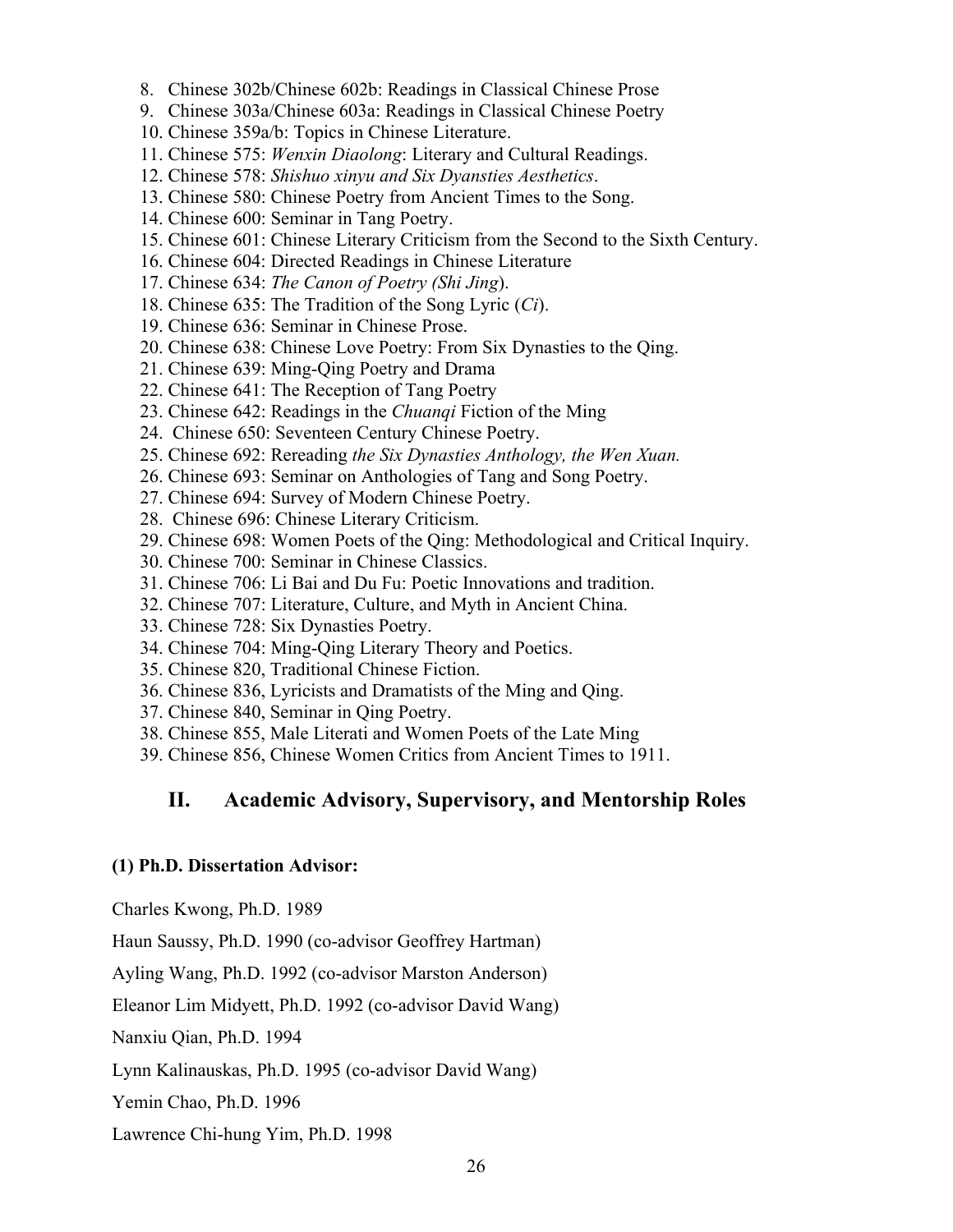8. Chinese 302b/Chinese 602b: Readings in Classical Chinese Prose
9. Chinese 303a/Chinese 603a: Readings in Classical Chinese Poetry
10. Chinese 359a/b: Topics in Chinese Literature.
11. Chinese 575: *Wenxin Diaolong*: Literary and Cultural Readings.
12. Chinese 578: *Shishuo xinyu and Six Dyansties Aesthetics*.
13. Chinese 580: Chinese Poetry from Ancient Times to the Song.
14. Chinese 600: Seminar in Tang Poetry.
15. Chinese 601: Chinese Literary Criticism from the Second to the Sixth Century.
16. Chinese 604: Directed Readings in Chinese Literature
17. Chinese 634: *The Canon of Poetry (Shi Jing*).
18. Chinese 635: The Tradition of the Song Lyric (*Ci*).
19. Chinese 636: Seminar in Chinese Prose.
20. Chinese 638: Chinese Love Poetry: From Six Dynasties to the Qing.
21. Chinese 639: Ming-Qing Poetry and Drama
22. Chinese 641: The Reception of Tang Poetry
23. Chinese 642: Readings in the *Chuanqi* Fiction of the Ming
24. Chinese 650: Seventeen Century Chinese Poetry.
25. Chinese 692: Rereading *the Six Dynasties Anthology, the Wen Xuan.*
26. Chinese 693: Seminar on Anthologies of Tang and Song Poetry.
27. Chinese 694: Survey of Modern Chinese Poetry.
28. Chinese 696: Chinese Literary Criticism.
29. Chinese 698: Women Poets of the Qing: Methodological and Critical Inquiry.
30. Chinese 700: Seminar in Chinese Classics.
31. Chinese 706: Li Bai and Du Fu: Poetic Innovations and tradition.
32. Chinese 707: Literature, Culture, and Myth in Ancient China.
33. Chinese 728: Six Dynasties Poetry.
34. Chinese 704: Ming-Qing Literary Theory and Poetics.
35. Chinese 820, Traditional Chinese Fiction.
36. Chinese 836, Lyricists and Dramatists of the Ming and Qing.
37. Chinese 840, Seminar in Qing Poetry.
38. Chinese 855, Male Literati and Women Poets of the Late Ming
39. Chinese 856, Chinese Women Critics from Ancient Times to 1911.

## II. Academic Advisory, Supervisory, and Mentorship Roles

**(1) Ph.D. Dissertation Advisor:**

Charles Kwong, Ph.D. 1989

Haun Saussy, Ph.D. 1990 (co-advisor Geoffrey Hartman)

Ayling Wang, Ph.D. 1992 (co-advisor Marston Anderson)

Eleanor Lim Midyett, Ph.D. 1992 (co-advisor David Wang)

Nanxiu Qian, Ph.D. 1994

Lynn Kalinauskas, Ph.D. 1995 (co-advisor David Wang)

Yemin Chao, Ph.D. 1996

Lawrence Chi-hung Yim, Ph.D. 1998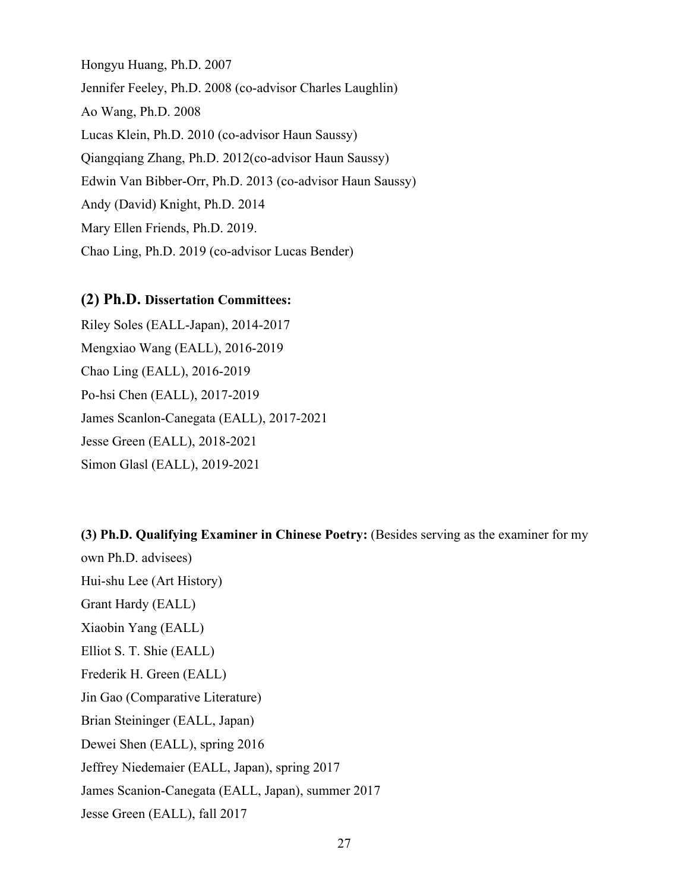Hongyu Huang, Ph.D. 2007

Jennifer Feeley, Ph.D. 2008 (co-advisor Charles Laughlin)

Ao Wang, Ph.D. 2008

Lucas Klein, Ph.D. 2010 (co-advisor Haun Saussy)

Qiangqiang Zhang, Ph.D. 2012(co-advisor Haun Saussy)

Edwin Van Bibber-Orr, Ph.D. 2013 (co-advisor Haun Saussy)

Andy (David) Knight, Ph.D. 2014

Mary Ellen Friends, Ph.D. 2019.

Chao Ling, Ph.D. 2019 (co-advisor Lucas Bender)

### (2) Ph.D. Dissertation Committees:

Riley Soles (EALL-Japan), 2014-2017

Mengxiao Wang (EALL), 2016-2019

Chao Ling (EALL), 2016-2019

Po-hsi Chen (EALL), 2017-2019

James Scanlon-Canegata (EALL), 2017-2021

Jesse Green (EALL), 2018-2021

Simon Glasl (EALL), 2019-2021

**(3) Ph.D. Qualifying Examiner in Chinese Poetry:** (Besides serving as the examiner for my own Ph.D. advisees)

Hui-shu Lee (Art History)

Grant Hardy (EALL)

Xiaobin Yang (EALL)

Elliot S. T. Shie (EALL)

Frederik H. Green (EALL)

Jin Gao (Comparative Literature)

Brian Steininger (EALL, Japan)

Dewei Shen (EALL), spring 2016

Jeffrey Niedemaier (EALL, Japan), spring 2017

James Scanion-Canegata (EALL, Japan), summer 2017

Jesse Green (EALL), fall 2017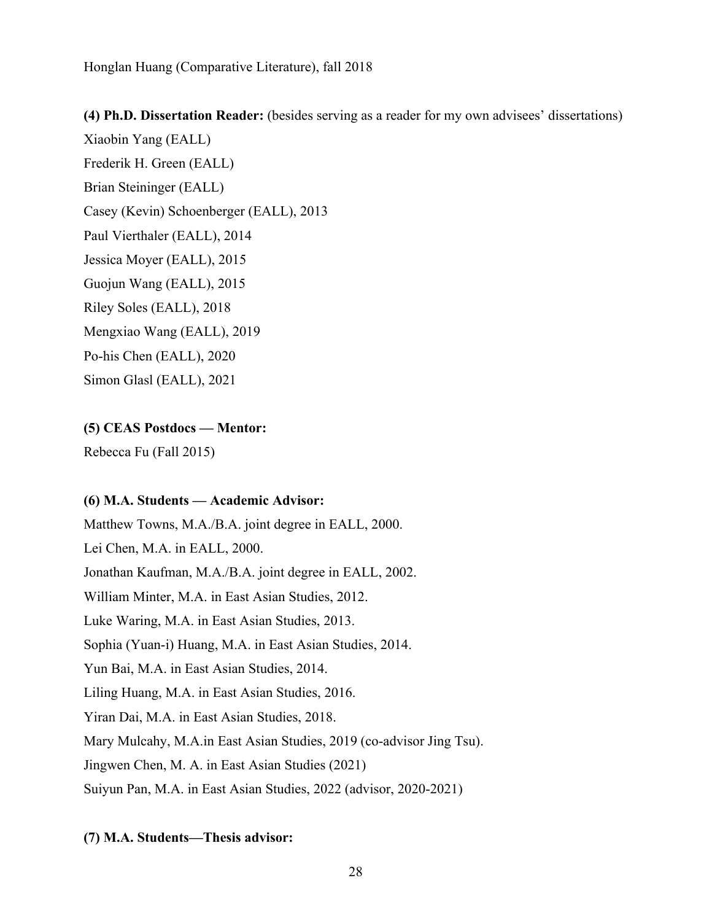Honglan Huang (Comparative Literature), fall 2018

**(4) Ph.D. Dissertation Reader:** (besides serving as a reader for my own advisees' dissertations)

Xiaobin Yang (EALL)

Frederik H. Green (EALL)

Brian Steininger (EALL)

Casey (Kevin) Schoenberger (EALL), 2013

Paul Vierthaler (EALL), 2014

Jessica Moyer (EALL), 2015

Guojun Wang (EALL), 2015

Riley Soles (EALL), 2018

Mengxiao Wang (EALL), 2019

Po-his Chen (EALL), 2020

Simon Glasl (EALL), 2021

**(5) CEAS Postdocs — Mentor:**

Rebecca Fu (Fall 2015)

**(6) M.A. Students — Academic Advisor:**

Matthew Towns, M.A./B.A. joint degree in EALL, 2000.

Lei Chen, M.A. in EALL, 2000.

Jonathan Kaufman, M.A./B.A. joint degree in EALL, 2002.

William Minter, M.A. in East Asian Studies, 2012.

Luke Waring, M.A. in East Asian Studies, 2013.

Sophia (Yuan-i) Huang, M.A. in East Asian Studies, 2014.

Yun Bai, M.A. in East Asian Studies, 2014.

Liling Huang, M.A. in East Asian Studies, 2016.

Yiran Dai, M.A. in East Asian Studies, 2018.

Mary Mulcahy, M.A.in East Asian Studies, 2019 (co-advisor Jing Tsu).

Jingwen Chen, M. A. in East Asian Studies (2021)

Suiyun Pan, M.A. in East Asian Studies, 2022 (advisor, 2020-2021)

**(7) M.A. Students—Thesis advisor:**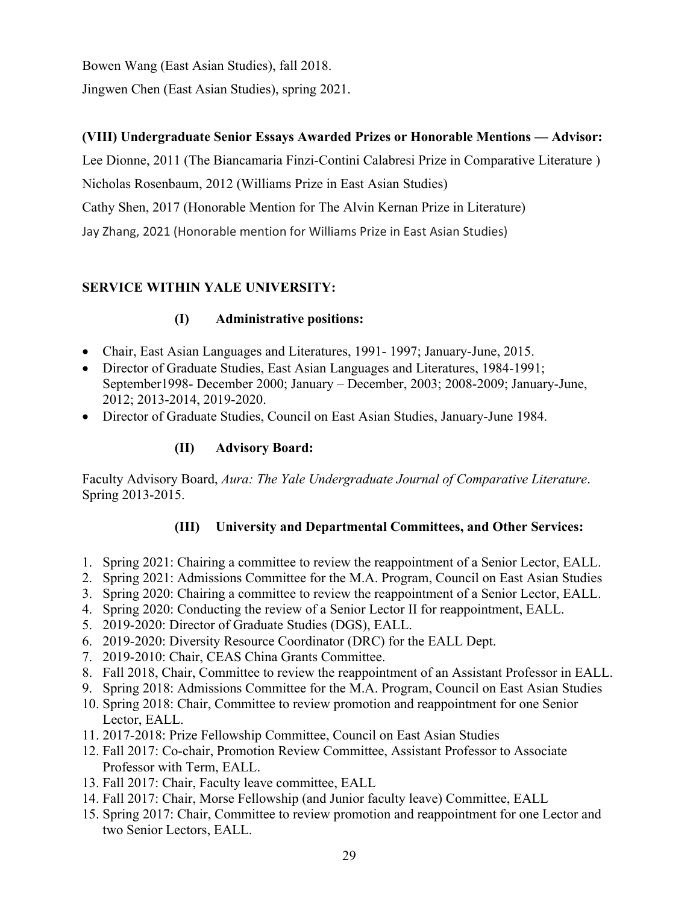Bowen Wang (East Asian Studies), fall 2018.

Jingwen Chen (East Asian Studies), spring 2021.

**(VIII) Undergraduate Senior Essays Awarded Prizes or Honorable Mentions — Advisor:**

Lee Dionne, 2011 (The Biancamaria Finzi-Contini Calabresi Prize in Comparative Literature )

Nicholas Rosenbaum, 2012 (Williams Prize in East Asian Studies)

Cathy Shen, 2017 (Honorable Mention for The Alvin Kernan Prize in Literature)

Jay Zhang, 2021 (Honorable mention for Williams Prize in East Asian Studies)

## SERVICE WITHIN YALE UNIVERSITY:

### (I) Administrative positions:

- Chair, East Asian Languages and Literatures, 1991- 1997; January-June, 2015.
- Director of Graduate Studies, East Asian Languages and Literatures, 1984-1991; September1998- December 2000; January – December, 2003; 2008-2009; January-June, 2012; 2013-2014, 2019-2020.
- Director of Graduate Studies, Council on East Asian Studies, January-June 1984.

### (II) Advisory Board:

Faculty Advisory Board, *Aura: The Yale Undergraduate Journal of Comparative Literature*. Spring 2013-2015.

### (III) University and Departmental Committees, and Other Services:

1. Spring 2021: Chairing a committee to review the reappointment of a Senior Lector, EALL.
2. Spring 2021: Admissions Committee for the M.A. Program, Council on East Asian Studies
3. Spring 2020: Chairing a committee to review the reappointment of a Senior Lector, EALL.
4. Spring 2020: Conducting the review of a Senior Lector II for reappointment, EALL.
5. 2019-2020: Director of Graduate Studies (DGS), EALL.
6. 2019-2020: Diversity Resource Coordinator (DRC) for the EALL Dept.
7. 2019-2010: Chair, CEAS China Grants Committee.
8. Fall 2018, Chair, Committee to review the reappointment of an Assistant Professor in EALL.
9. Spring 2018: Admissions Committee for the M.A. Program, Council on East Asian Studies
10. Spring 2018: Chair, Committee to review promotion and reappointment for one Senior Lector, EALL.
11. 2017-2018: Prize Fellowship Committee, Council on East Asian Studies
12. Fall 2017: Co-chair, Promotion Review Committee, Assistant Professor to Associate Professor with Term, EALL.
13. Fall 2017: Chair, Faculty leave committee, EALL
14. Fall 2017: Chair, Morse Fellowship (and Junior faculty leave) Committee, EALL
15. Spring 2017: Chair, Committee to review promotion and reappointment for one Lector and two Senior Lectors, EALL.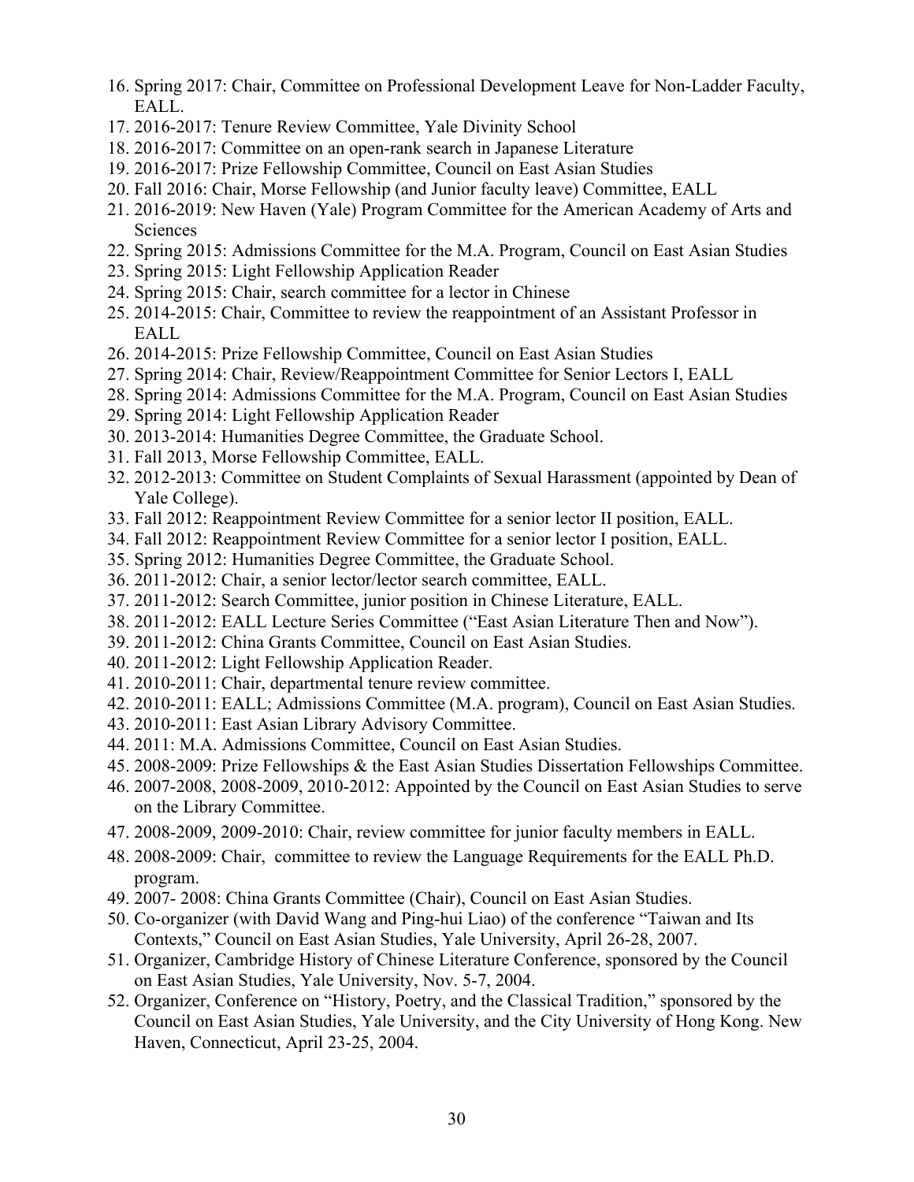16. Spring 2017: Chair, Committee on Professional Development Leave for Non-Ladder Faculty, EALL.
17. 2016-2017: Tenure Review Committee, Yale Divinity School
18. 2016-2017: Committee on an open-rank search in Japanese Literature
19. 2016-2017: Prize Fellowship Committee, Council on East Asian Studies
20. Fall 2016: Chair, Morse Fellowship (and Junior faculty leave) Committee, EALL
21. 2016-2019: New Haven (Yale) Program Committee for the American Academy of Arts and Sciences
22. Spring 2015: Admissions Committee for the M.A. Program, Council on East Asian Studies
23. Spring 2015: Light Fellowship Application Reader
24. Spring 2015: Chair, search committee for a lector in Chinese
25. 2014-2015: Chair, Committee to review the reappointment of an Assistant Professor in EALL
26. 2014-2015: Prize Fellowship Committee, Council on East Asian Studies
27. Spring 2014: Chair, Review/Reappointment Committee for Senior Lectors I, EALL
28. Spring 2014: Admissions Committee for the M.A. Program, Council on East Asian Studies
29. Spring 2014: Light Fellowship Application Reader
30. 2013-2014: Humanities Degree Committee, the Graduate School.
31. Fall 2013, Morse Fellowship Committee, EALL.
32. 2012-2013: Committee on Student Complaints of Sexual Harassment (appointed by Dean of Yale College).
33. Fall 2012: Reappointment Review Committee for a senior lector II position, EALL.
34. Fall 2012: Reappointment Review Committee for a senior lector I position, EALL.
35. Spring 2012: Humanities Degree Committee, the Graduate School.
36. 2011-2012: Chair, a senior lector/lector search committee, EALL.
37. 2011-2012: Search Committee, junior position in Chinese Literature, EALL.
38. 2011-2012: EALL Lecture Series Committee ("East Asian Literature Then and Now").
39. 2011-2012: China Grants Committee, Council on East Asian Studies.
40. 2011-2012: Light Fellowship Application Reader.
41. 2010-2011: Chair, departmental tenure review committee.
42. 2010-2011: EALL; Admissions Committee (M.A. program), Council on East Asian Studies.
43. 2010-2011: East Asian Library Advisory Committee.
44. 2011: M.A. Admissions Committee, Council on East Asian Studies.
45. 2008-2009: Prize Fellowships & the East Asian Studies Dissertation Fellowships Committee.
46. 2007-2008, 2008-2009, 2010-2012: Appointed by the Council on East Asian Studies to serve on the Library Committee.
47. 2008-2009, 2009-2010: Chair, review committee for junior faculty members in EALL.
48. 2008-2009: Chair, committee to review the Language Requirements for the EALL Ph.D. program.
49. 2007- 2008: China Grants Committee (Chair), Council on East Asian Studies.
50. Co-organizer (with David Wang and Ping-hui Liao) of the conference "Taiwan and Its Contexts," Council on East Asian Studies, Yale University, April 26-28, 2007.
51. Organizer, Cambridge History of Chinese Literature Conference, sponsored by the Council on East Asian Studies, Yale University, Nov. 5-7, 2004.
52. Organizer, Conference on "History, Poetry, and the Classical Tradition," sponsored by the Council on East Asian Studies, Yale University, and the City University of Hong Kong. New Haven, Connecticut, April 23-25, 2004.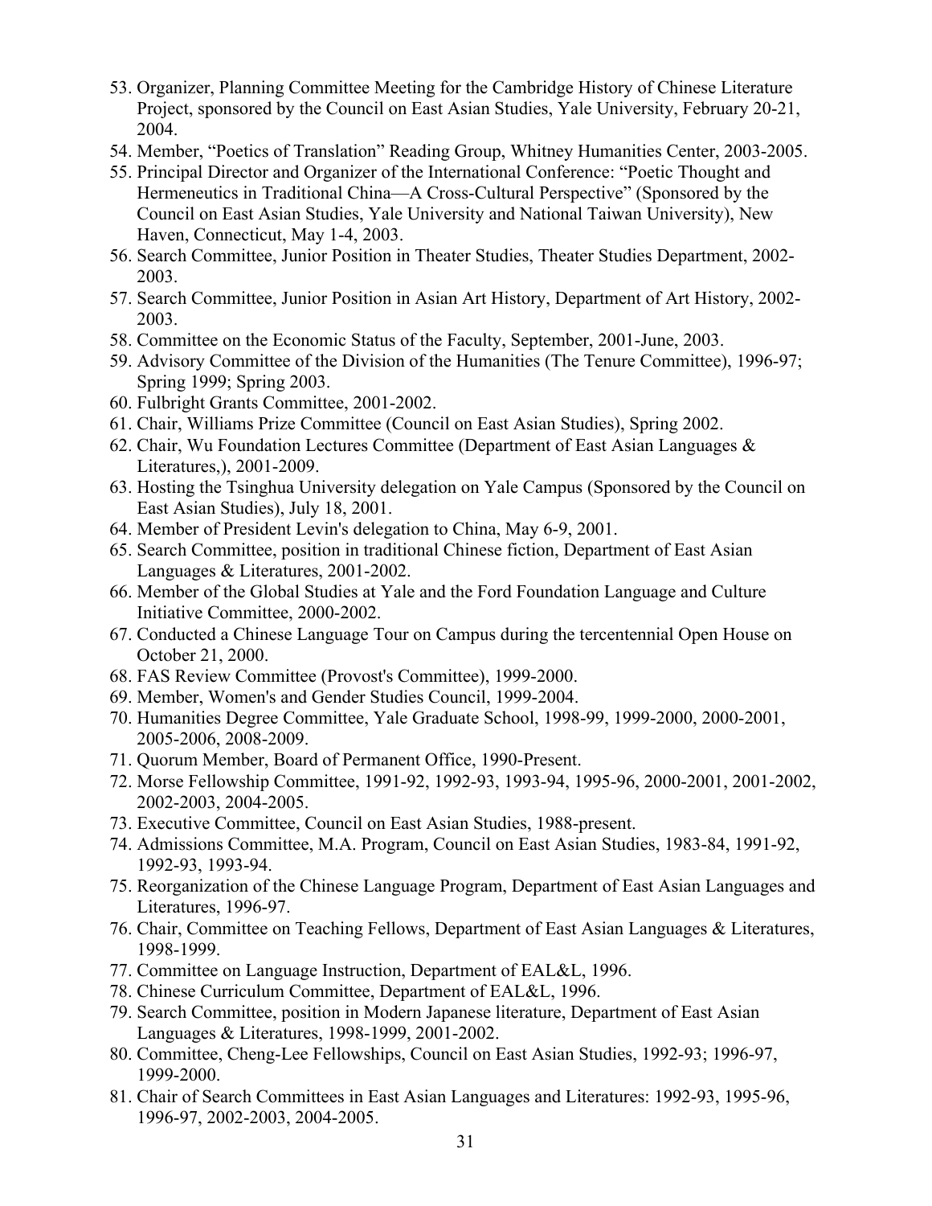53. Organizer, Planning Committee Meeting for the Cambridge History of Chinese Literature Project, sponsored by the Council on East Asian Studies, Yale University, February 20-21, 2004.
54. Member, “Poetics of Translation” Reading Group, Whitney Humanities Center, 2003-2005.
55. Principal Director and Organizer of the International Conference: “Poetic Thought and Hermeneutics in Traditional China—A Cross-Cultural Perspective” (Sponsored by the Council on East Asian Studies, Yale University and National Taiwan University), New Haven, Connecticut, May 1-4, 2003.
56. Search Committee, Junior Position in Theater Studies, Theater Studies Department, 2002-2003.
57. Search Committee, Junior Position in Asian Art History, Department of Art History, 2002-2003.
58. Committee on the Economic Status of the Faculty, September, 2001-June, 2003.
59. Advisory Committee of the Division of the Humanities (The Tenure Committee), 1996-97; Spring 1999; Spring 2003.
60. Fulbright Grants Committee, 2001-2002.
61. Chair, Williams Prize Committee (Council on East Asian Studies), Spring 2002.
62. Chair, Wu Foundation Lectures Committee (Department of East Asian Languages & Literatures,), 2001-2009.
63. Hosting the Tsinghua University delegation on Yale Campus (Sponsored by the Council on East Asian Studies), July 18, 2001.
64. Member of President Levin's delegation to China, May 6-9, 2001.
65. Search Committee, position in traditional Chinese fiction, Department of East Asian Languages & Literatures, 2001-2002.
66. Member of the Global Studies at Yale and the Ford Foundation Language and Culture Initiative Committee, 2000-2002.
67. Conducted a Chinese Language Tour on Campus during the tercentennial Open House on October 21, 2000.
68. FAS Review Committee (Provost's Committee), 1999-2000.
69. Member, Women's and Gender Studies Council, 1999-2004.
70. Humanities Degree Committee, Yale Graduate School, 1998-99, 1999-2000, 2000-2001, 2005-2006, 2008-2009.
71. Quorum Member, Board of Permanent Office, 1990-Present.
72. Morse Fellowship Committee, 1991-92, 1992-93, 1993-94, 1995-96, 2000-2001, 2001-2002, 2002-2003, 2004-2005.
73. Executive Committee, Council on East Asian Studies, 1988-present.
74. Admissions Committee, M.A. Program, Council on East Asian Studies, 1983-84, 1991-92, 1992-93, 1993-94.
75. Reorganization of the Chinese Language Program, Department of East Asian Languages and Literatures, 1996-97.
76. Chair, Committee on Teaching Fellows, Department of East Asian Languages & Literatures, 1998-1999.
77. Committee on Language Instruction, Department of EAL&L, 1996.
78. Chinese Curriculum Committee, Department of EAL&L, 1996.
79. Search Committee, position in Modern Japanese literature, Department of East Asian Languages & Literatures, 1998-1999, 2001-2002.
80. Committee, Cheng-Lee Fellowships, Council on East Asian Studies, 1992-93; 1996-97, 1999-2000.
81. Chair of Search Committees in East Asian Languages and Literatures: 1992-93, 1995-96, 1996-97, 2002-2003, 2004-2005.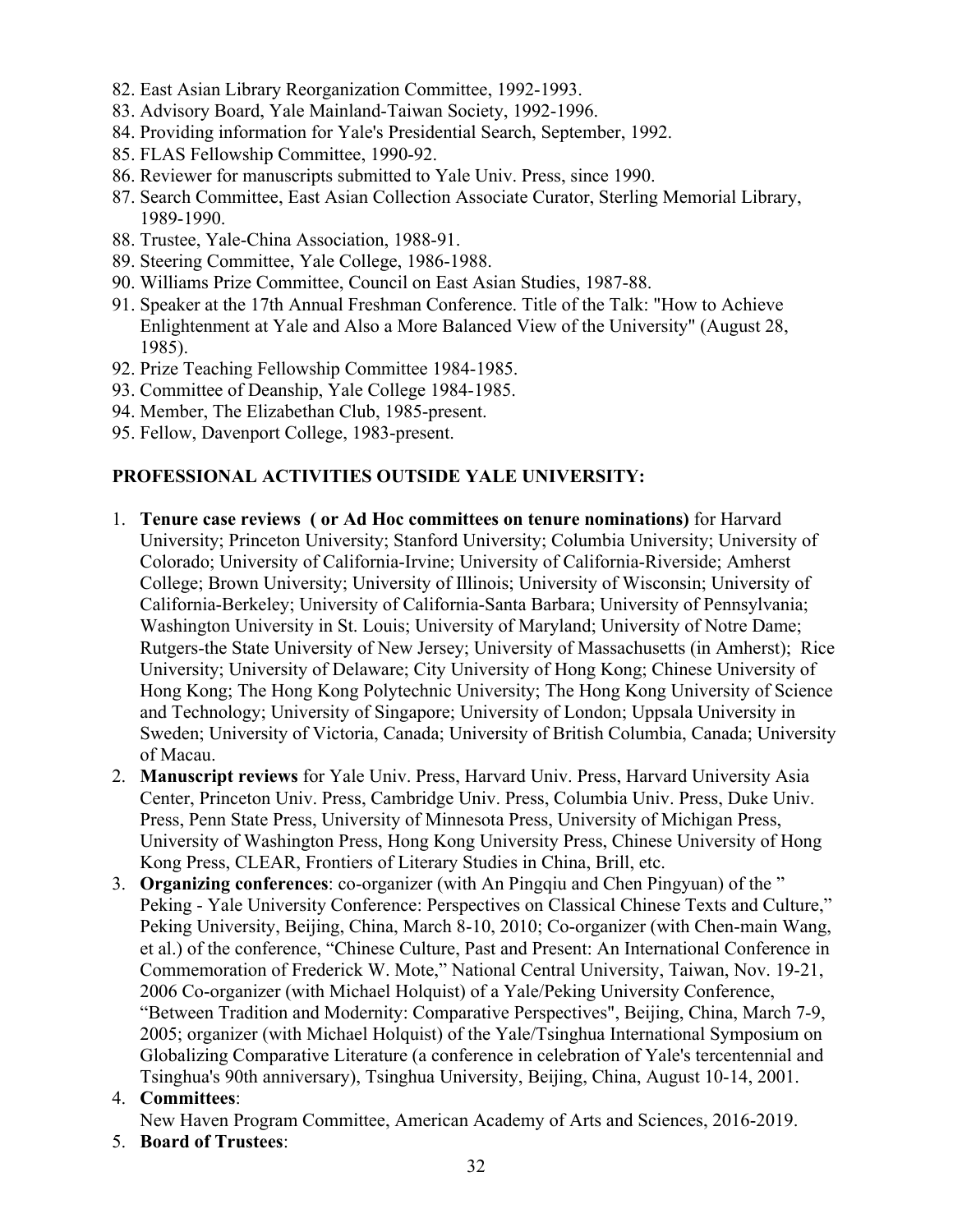82. East Asian Library Reorganization Committee, 1992-1993.
83. Advisory Board, Yale Mainland-Taiwan Society, 1992-1996.
84. Providing information for Yale's Presidential Search, September, 1992.
85. FLAS Fellowship Committee, 1990-92.
86. Reviewer for manuscripts submitted to Yale Univ. Press, since 1990.
87. Search Committee, East Asian Collection Associate Curator, Sterling Memorial Library, 1989-1990.
88. Trustee, Yale-China Association, 1988-91.
89. Steering Committee, Yale College, 1986-1988.
90. Williams Prize Committee, Council on East Asian Studies, 1987-88.
91. Speaker at the 17th Annual Freshman Conference. Title of the Talk: "How to Achieve Enlightenment at Yale and Also a More Balanced View of the University" (August 28, 1985).
92. Prize Teaching Fellowship Committee 1984-1985.
93. Committee of Deanship, Yale College 1984-1985.
94. Member, The Elizabethan Club, 1985-present.
95. Fellow, Davenport College, 1983-present.

## PROFESSIONAL ACTIVITIES OUTSIDE YALE UNIVERSITY:

1. **Tenure case reviews ( or Ad Hoc committees on tenure nominations)** for Harvard University; Princeton University; Stanford University; Columbia University; University of Colorado; University of California-Irvine; University of California-Riverside; Amherst College; Brown University; University of Illinois; University of Wisconsin; University of California-Berkeley; University of California-Santa Barbara; University of Pennsylvania; Washington University in St. Louis; University of Maryland; University of Notre Dame; Rutgers-the State University of New Jersey; University of Massachusetts (in Amherst); Rice University; University of Delaware; City University of Hong Kong; Chinese University of Hong Kong; The Hong Kong Polytechnic University; The Hong Kong University of Science and Technology; University of Singapore; University of London; Uppsala University in Sweden; University of Victoria, Canada; University of British Columbia, Canada; University of Macau.
2. **Manuscript reviews** for Yale Univ. Press, Harvard Univ. Press, Harvard University Asia Center, Princeton Univ. Press, Cambridge Univ. Press, Columbia Univ. Press, Duke Univ. Press, Penn State Press, University of Minnesota Press, University of Michigan Press, University of Washington Press, Hong Kong University Press, Chinese University of Hong Kong Press, CLEAR, Frontiers of Literary Studies in China, Brill, etc.
3. **Organizing conferences**: co-organizer (with An Pingqiu and Chen Pingyuan) of the " Peking - Yale University Conference: Perspectives on Classical Chinese Texts and Culture," Peking University, Beijing, China, March 8-10, 2010; Co-organizer (with Chen-main Wang, et al.) of the conference, "Chinese Culture, Past and Present: An International Conference in Commemoration of Frederick W. Mote," National Central University, Taiwan, Nov. 19-21, 2006 Co-organizer (with Michael Holquist) of a Yale/Peking University Conference, "Between Tradition and Modernity: Comparative Perspectives", Beijing, China, March 7-9, 2005; organizer (with Michael Holquist) of the Yale/Tsinghua International Symposium on Globalizing Comparative Literature (a conference in celebration of Yale's tercentennial and Tsinghua's 90th anniversary), Tsinghua University, Beijing, China, August 10-14, 2001.
4. **Committees**:
   New Haven Program Committee, American Academy of Arts and Sciences, 2016-2019.
5. **Board of Trustees**: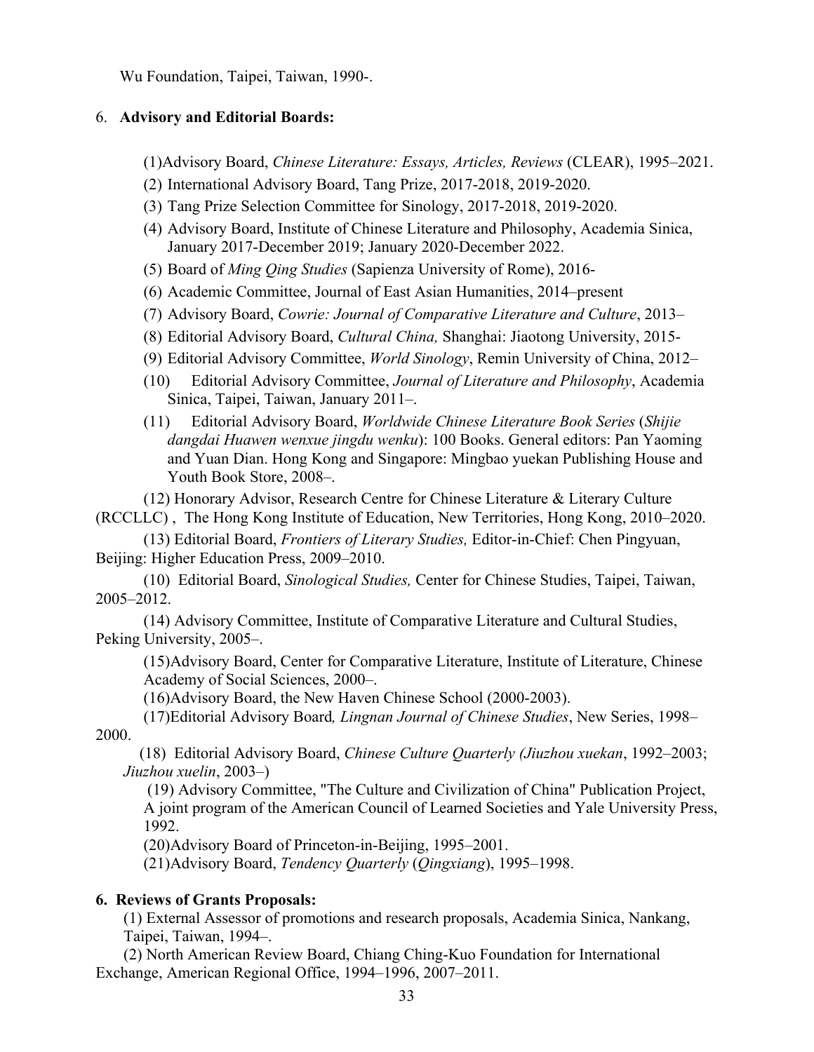Wu Foundation, Taipei, Taiwan, 1990-.

6. **Advisory and Editorial Boards:**

(1)Advisory Board, *Chinese Literature: Essays, Articles, Reviews* (CLEAR), 1995–2021.

(2) International Advisory Board, Tang Prize, 2017-2018, 2019-2020.

(3) Tang Prize Selection Committee for Sinology, 2017-2018, 2019-2020.

(4) Advisory Board, Institute of Chinese Literature and Philosophy, Academia Sinica, January 2017-December 2019; January 2020-December 2022.

(5) Board of *Ming Qing Studies* (Sapienza University of Rome), 2016-

(6) Academic Committee, Journal of East Asian Humanities, 2014–present

(7) Advisory Board, *Cowrie: Journal of Comparative Literature and Culture*, 2013–

(8) Editorial Advisory Board, *Cultural China,* Shanghai: Jiaotong University, 2015-

(9) Editorial Advisory Committee, *World Sinology*, Remin University of China, 2012–

(10) Editorial Advisory Committee, *Journal of Literature and Philosophy*, Academia Sinica, Taipei, Taiwan, January 2011–.

(11) Editorial Advisory Board, *Worldwide Chinese Literature Book Series* (*Shijie dangdai Huawen wenxue jingdu wenku*): 100 Books. General editors: Pan Yaoming and Yuan Dian. Hong Kong and Singapore: Mingbao yuekan Publishing House and Youth Book Store, 2008–.

(12) Honorary Advisor, Research Centre for Chinese Literature & Literary Culture (RCCLLC) , The Hong Kong Institute of Education, New Territories, Hong Kong, 2010–2020.

(13) Editorial Board, *Frontiers of Literary Studies,* Editor-in-Chief: Chen Pingyuan, Beijing: Higher Education Press, 2009–2010.

(10) Editorial Board, *Sinological Studies,* Center for Chinese Studies, Taipei, Taiwan, 2005–2012.

(14) Advisory Committee, Institute of Comparative Literature and Cultural Studies, Peking University, 2005–.

(15)Advisory Board, Center for Comparative Literature, Institute of Literature, Chinese Academy of Social Sciences, 2000–.

(16)Advisory Board, the New Haven Chinese School (2000-2003).

(17)Editorial Advisory Board*, Lingnan Journal of Chinese Studies*, New Series, 1998–2000.

(18) Editorial Advisory Board, *Chinese Culture Quarterly (Jiuzhou xuekan*, 1992–2003; *Jiuzhou xuelin*, 2003–)

(19) Advisory Committee, "The Culture and Civilization of China" Publication Project, A joint program of the American Council of Learned Societies and Yale University Press, 1992.

(20)Advisory Board of Princeton-in-Beijing, 1995–2001.

(21)Advisory Board, *Tendency Quarterly* (*Qingxiang*), 1995–1998.

**6. Reviews of Grants Proposals:**

(1) External Assessor of promotions and research proposals, Academia Sinica, Nankang, Taipei, Taiwan, 1994–.

(2) North American Review Board, Chiang Ching-Kuo Foundation for International Exchange, American Regional Office, 1994–1996, 2007–2011.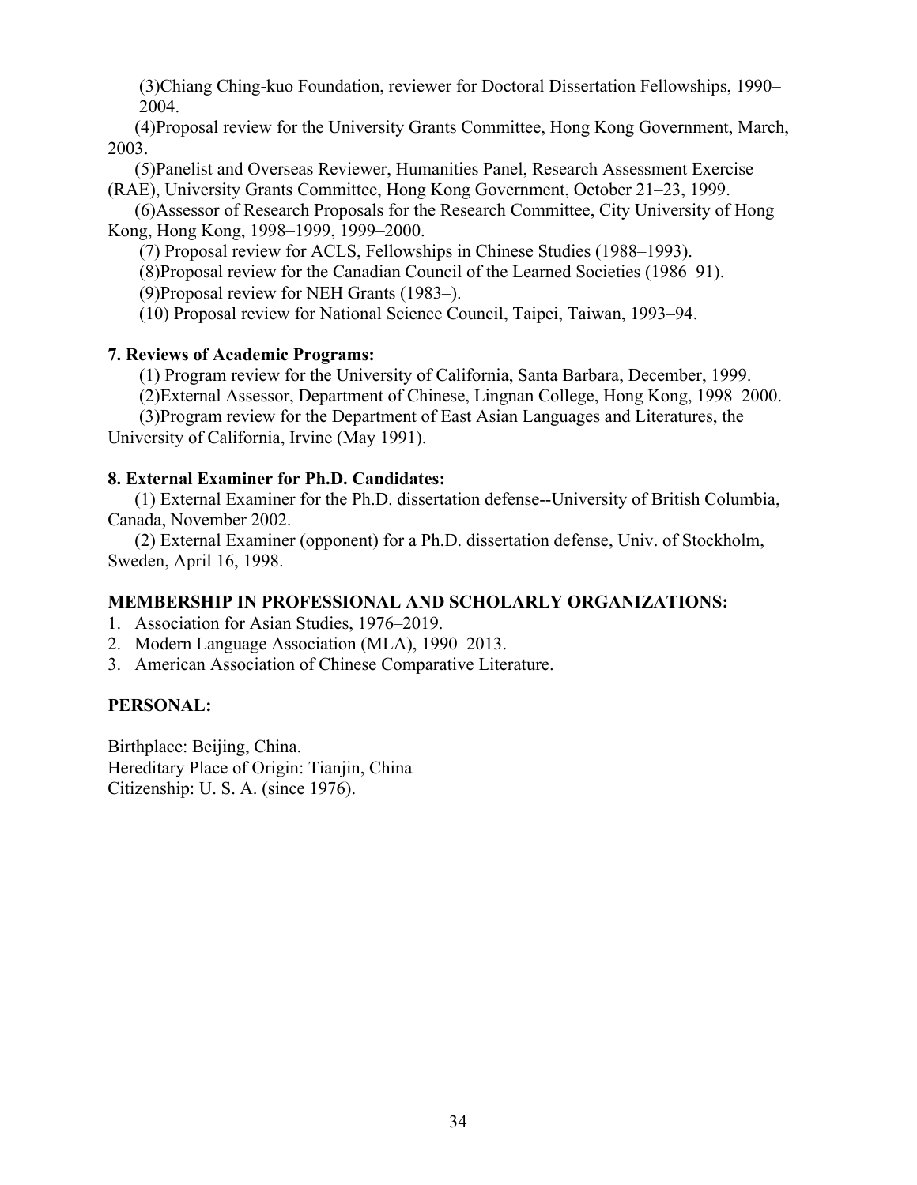(3)Chiang Ching-kuo Foundation, reviewer for Doctoral Dissertation Fellowships, 1990–2004.

(4)Proposal review for the University Grants Committee, Hong Kong Government, March, 2003.

(5)Panelist and Overseas Reviewer, Humanities Panel, Research Assessment Exercise (RAE), University Grants Committee, Hong Kong Government, October 21–23, 1999.

(6)Assessor of Research Proposals for the Research Committee, City University of Hong Kong, Hong Kong, 1998–1999, 1999–2000.

(7) Proposal review for ACLS, Fellowships in Chinese Studies (1988–1993).

(8)Proposal review for the Canadian Council of the Learned Societies (1986–91).

(9)Proposal review for NEH Grants (1983–).

(10) Proposal review for National Science Council, Taipei, Taiwan, 1993–94.

**7. Reviews of Academic Programs:**

(1) Program review for the University of California, Santa Barbara, December, 1999.

(2)External Assessor, Department of Chinese, Lingnan College, Hong Kong, 1998–2000.

(3)Program review for the Department of East Asian Languages and Literatures, the University of California, Irvine (May 1991).

**8. External Examiner for Ph.D. Candidates:**

(1) External Examiner for the Ph.D. dissertation defense--University of British Columbia, Canada, November 2002.

(2) External Examiner (opponent) for a Ph.D. dissertation defense, Univ. of Stockholm, Sweden, April 16, 1998.

**MEMBERSHIP IN PROFESSIONAL AND SCHOLARLY ORGANIZATIONS:**

1. Association for Asian Studies, 1976–2019.
2. Modern Language Association (MLA), 1990–2013.
3. American Association of Chinese Comparative Literature.

**PERSONAL:**

Birthplace: Beijing, China.
Hereditary Place of Origin: Tianjin, China
Citizenship: U. S. A. (since 1976).